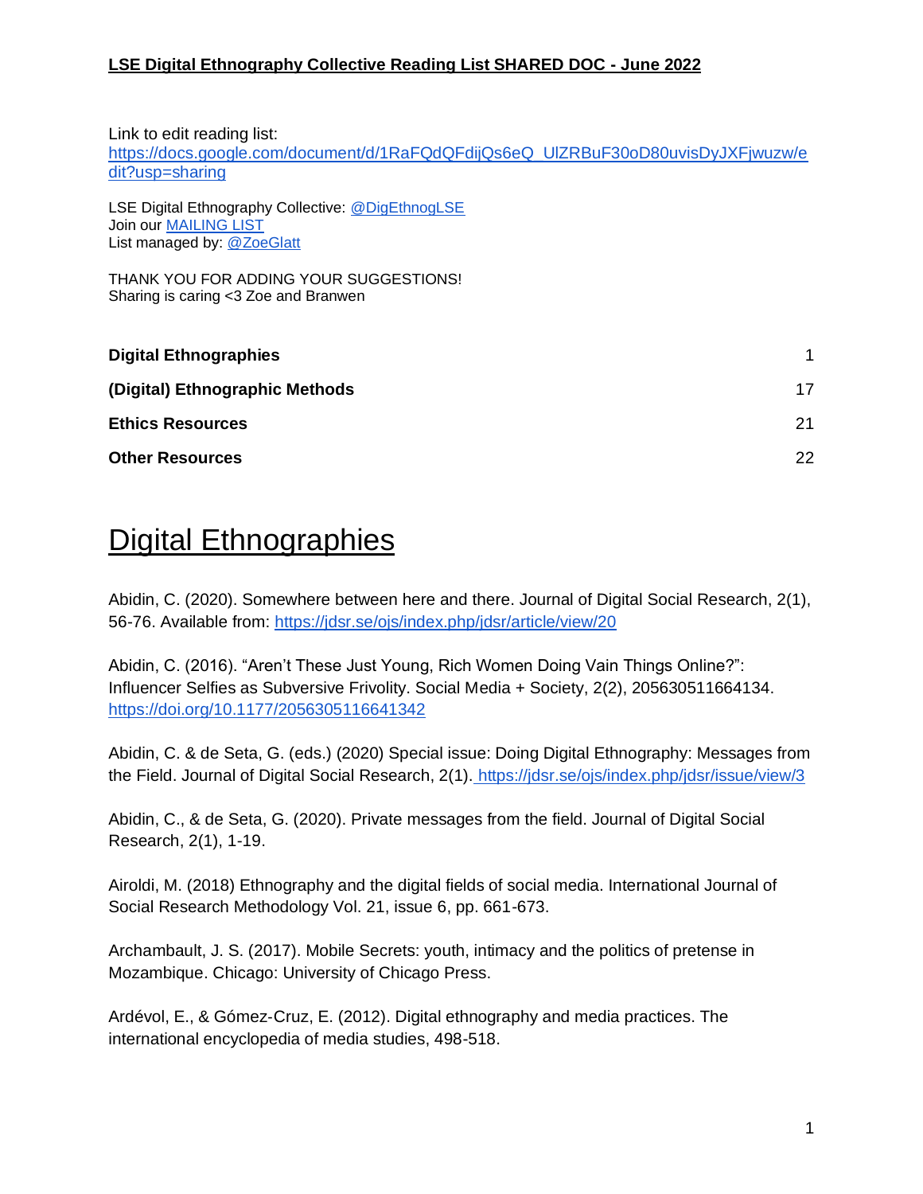**LSE Digital Ethnography Collective Reading List SHARED DOC - June 2022**

Link to edit reading list:
[https://docs.google.com/document/d/1RaFQdQFdijQs6eQ_UlZRBuF30oD80uvisDyJXFjwuzw/edit?usp=sharing](https://docs.google.com/document/d/1RaFQdQFdijQs6eQ_UlZRBuF30oD80uvisDyJXFjwuzw/edit?usp=sharing)

LSE Digital Ethnography Collective: @DigEthnogLSE
Join our MAILING LIST
List managed by: @ZoeGlatt

THANK YOU FOR ADDING YOUR SUGGESTIONS!
Sharing is caring <3 Zoe and Branwen

| | |
|---|---|
| **Digital Ethnographies** | 1 |
| **(Digital) Ethnographic Methods** | 17 |
| **Ethics Resources** | 21 |
| **Other Resources** | 22 |

# Digital Ethnographies

Abidin, C. (2020). Somewhere between here and there. Journal of Digital Social Research, 2(1), 56-76. Available from: https://jdsr.se/ojs/index.php/jdsr/article/view/20

Abidin, C. (2016). "Aren't These Just Young, Rich Women Doing Vain Things Online?": Influencer Selfies as Subversive Frivolity. Social Media + Society, 2(2), 205630511664134. https://doi.org/10.1177/2056305116641342

Abidin, C. & de Seta, G. (eds.) (2020) Special issue: Doing Digital Ethnography: Messages from the Field. Journal of Digital Social Research, 2(1). https://jdsr.se/ojs/index.php/jdsr/issue/view/3

Abidin, C., & de Seta, G. (2020). Private messages from the field. Journal of Digital Social Research, 2(1), 1-19.

Airoldi, M. (2018) Ethnography and the digital fields of social media. International Journal of Social Research Methodology Vol. 21, issue 6, pp. 661-673.

Archambault, J. S. (2017). Mobile Secrets: youth, intimacy and the politics of pretense in Mozambique. Chicago: University of Chicago Press.

Ardévol, E., & Gómez-Cruz, E. (2012). Digital ethnography and media practices. The international encyclopedia of media studies, 498-518.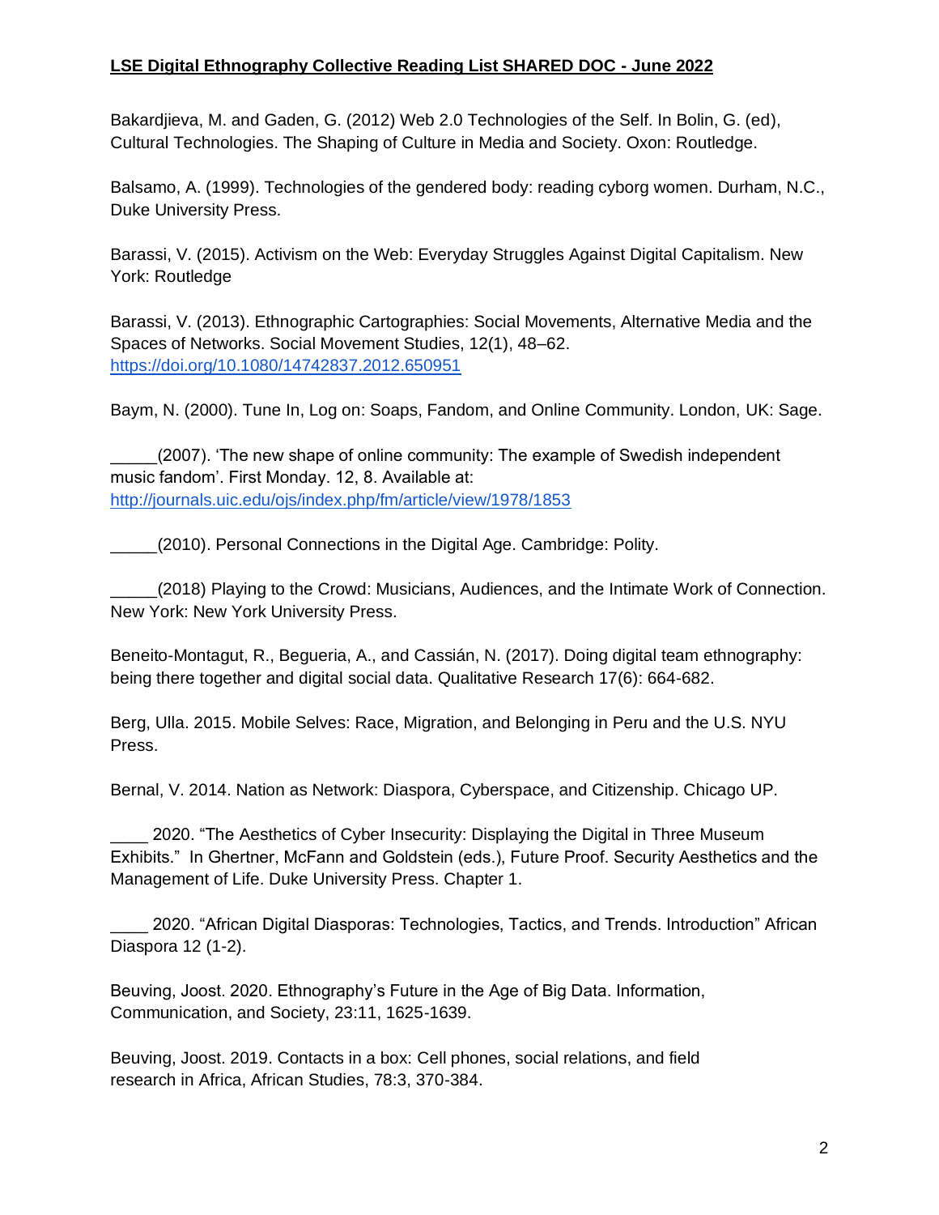**LSE Digital Ethnography Collective Reading List SHARED DOC - June 2022**

Bakardjieva, M. and Gaden, G. (2012) Web 2.0 Technologies of the Self. In Bolin, G. (ed), Cultural Technologies. The Shaping of Culture in Media and Society. Oxon: Routledge.

Balsamo, A. (1999). Technologies of the gendered body: reading cyborg women. Durham, N.C., Duke University Press.

Barassi, V. (2015). Activism on the Web: Everyday Struggles Against Digital Capitalism. New York: Routledge

Barassi, V. (2013). Ethnographic Cartographies: Social Movements, Alternative Media and the Spaces of Networks. Social Movement Studies, 12(1), 48–62. https://doi.org/10.1080/14742837.2012.650951

Baym, N. (2000). Tune In, Log on: Soaps, Fandom, and Online Community. London, UK: Sage.

_____(2007). 'The new shape of online community: The example of Swedish independent music fandom'. First Monday. 12, 8. Available at: http://journals.uic.edu/ojs/index.php/fm/article/view/1978/1853

_____(2010). Personal Connections in the Digital Age. Cambridge: Polity.

_____(2018) Playing to the Crowd: Musicians, Audiences, and the Intimate Work of Connection. New York: New York University Press.

Beneito-Montagut, R., Begueria, A., and Cassián, N. (2017). Doing digital team ethnography: being there together and digital social data. Qualitative Research 17(6): 664-682.

Berg, Ulla. 2015. Mobile Selves: Race, Migration, and Belonging in Peru and the U.S. NYU Press.

Bernal, V. 2014. Nation as Network: Diaspora, Cyberspace, and Citizenship. Chicago UP.

____ 2020. "The Aesthetics of Cyber Insecurity: Displaying the Digital in Three Museum Exhibits." In Ghertner, McFann and Goldstein (eds.), Future Proof. Security Aesthetics and the Management of Life. Duke University Press. Chapter 1.

____ 2020. "African Digital Diasporas: Technologies, Tactics, and Trends. Introduction" African Diaspora 12 (1-2).

Beuving, Joost. 2020. Ethnography's Future in the Age of Big Data. Information, Communication, and Society, 23:11, 1625-1639.

Beuving, Joost. 2019. Contacts in a box: Cell phones, social relations, and field research in Africa, African Studies, 78:3, 370-384.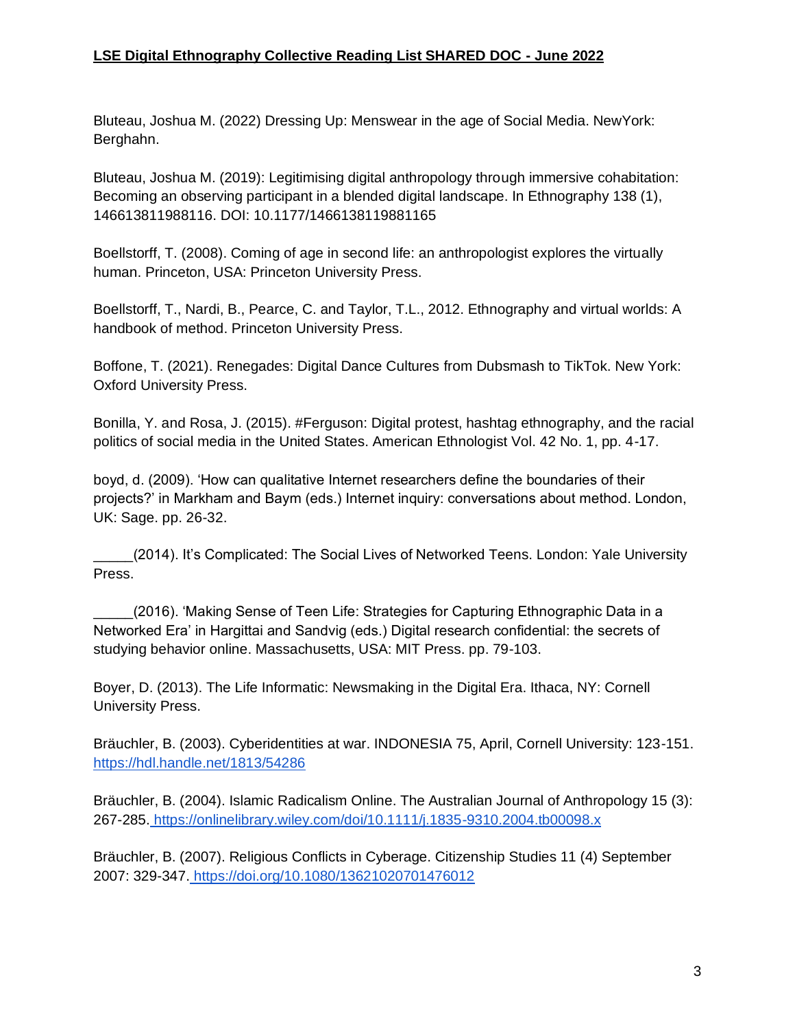Bluteau, Joshua M. (2022) Dressing Up: Menswear in the age of Social Media. NewYork: Berghahn.

Bluteau, Joshua M. (2019): Legitimising digital anthropology through immersive cohabitation: Becoming an observing participant in a blended digital landscape. In Ethnography 138 (1), 146613811988116. DOI: 10.1177/1466138119881165

Boellstorff, T. (2008). Coming of age in second life: an anthropologist explores the virtually human. Princeton, USA: Princeton University Press.

Boellstorff, T., Nardi, B., Pearce, C. and Taylor, T.L., 2012. Ethnography and virtual worlds: A handbook of method. Princeton University Press.

Boffone, T. (2021). Renegades: Digital Dance Cultures from Dubsmash to TikTok. New York: Oxford University Press.

Bonilla, Y. and Rosa, J. (2015). #Ferguson: Digital protest, hashtag ethnography, and the racial politics of social media in the United States. American Ethnologist Vol. 42 No. 1, pp. 4-17.

boyd, d. (2009). 'How can qualitative Internet researchers define the boundaries of their projects?' in Markham and Baym (eds.) Internet inquiry: conversations about method. London, UK: Sage. pp. 26-32.

_____(2014). It's Complicated: The Social Lives of Networked Teens. London: Yale University Press.

_____(2016). 'Making Sense of Teen Life: Strategies for Capturing Ethnographic Data in a Networked Era' in Hargittai and Sandvig (eds.) Digital research confidential: the secrets of studying behavior online. Massachusetts, USA: MIT Press. pp. 79-103.

Boyer, D. (2013). The Life Informatic: Newsmaking in the Digital Era. Ithaca, NY: Cornell University Press.

Bräuchler, B. (2003). Cyberidentities at war. INDONESIA 75, April, Cornell University: 123-151. https://hdl.handle.net/1813/54286

Bräuchler, B. (2004). Islamic Radicalism Online. The Australian Journal of Anthropology 15 (3): 267-285. https://onlinelibrary.wiley.com/doi/10.1111/j.1835-9310.2004.tb00098.x

Bräuchler, B. (2007). Religious Conflicts in Cyberage. Citizenship Studies 11 (4) September 2007: 329-347. https://doi.org/10.1080/13621020701476012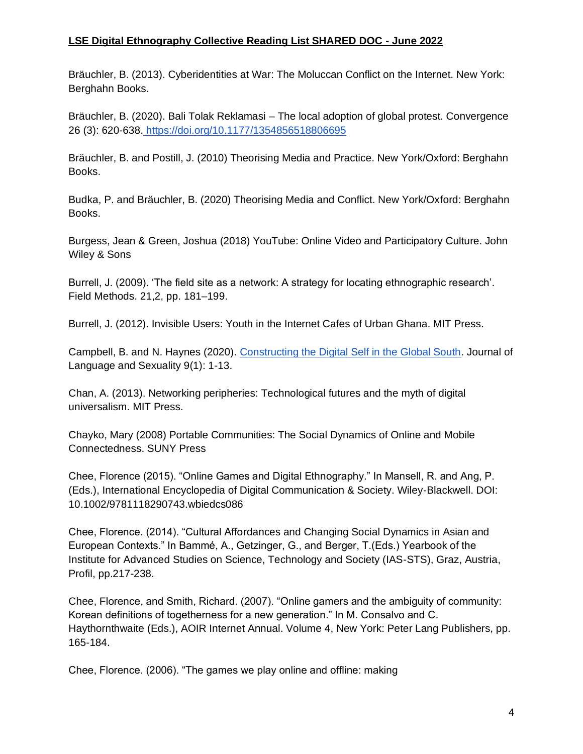Bräuchler, B. (2013). Cyberidentities at War: The Moluccan Conflict on the Internet. New York: Berghahn Books.

Bräuchler, B. (2020). Bali Tolak Reklamasi – The local adoption of global protest. Convergence 26 (3): 620-638. https://doi.org/10.1177/1354856518806695

Bräuchler, B. and Postill, J. (2010) Theorising Media and Practice. New York/Oxford: Berghahn Books.

Budka, P. and Bräuchler, B. (2020) Theorising Media and Conflict. New York/Oxford: Berghahn Books.

Burgess, Jean & Green, Joshua (2018) YouTube: Online Video and Participatory Culture. John Wiley & Sons

Burrell, J. (2009). 'The field site as a network: A strategy for locating ethnographic research'. Field Methods. 21,2, pp. 181–199.

Burrell, J. (2012). Invisible Users: Youth in the Internet Cafes of Urban Ghana. MIT Press.

Campbell, B. and N. Haynes (2020). Constructing the Digital Self in the Global South. Journal of Language and Sexuality 9(1): 1-13.

Chan, A. (2013). Networking peripheries: Technological futures and the myth of digital universalism. MIT Press.

Chayko, Mary (2008) Portable Communities: The Social Dynamics of Online and Mobile Connectedness. SUNY Press

Chee, Florence (2015). "Online Games and Digital Ethnography." In Mansell, R. and Ang, P. (Eds.), International Encyclopedia of Digital Communication & Society. Wiley-Blackwell. DOI: 10.1002/9781118290743.wbiedcs086

Chee, Florence. (2014). "Cultural Affordances and Changing Social Dynamics in Asian and European Contexts." In Bammé, A., Getzinger, G., and Berger, T.(Eds.) Yearbook of the Institute for Advanced Studies on Science, Technology and Society (IAS-STS), Graz, Austria, Profil, pp.217-238.

Chee, Florence, and Smith, Richard. (2007). "Online gamers and the ambiguity of community: Korean definitions of togetherness for a new generation." In M. Consalvo and C. Haythornthwaite (Eds.), AOIR Internet Annual. Volume 4, New York: Peter Lang Publishers, pp. 165-184.

Chee, Florence. (2006). "The games we play online and offline: making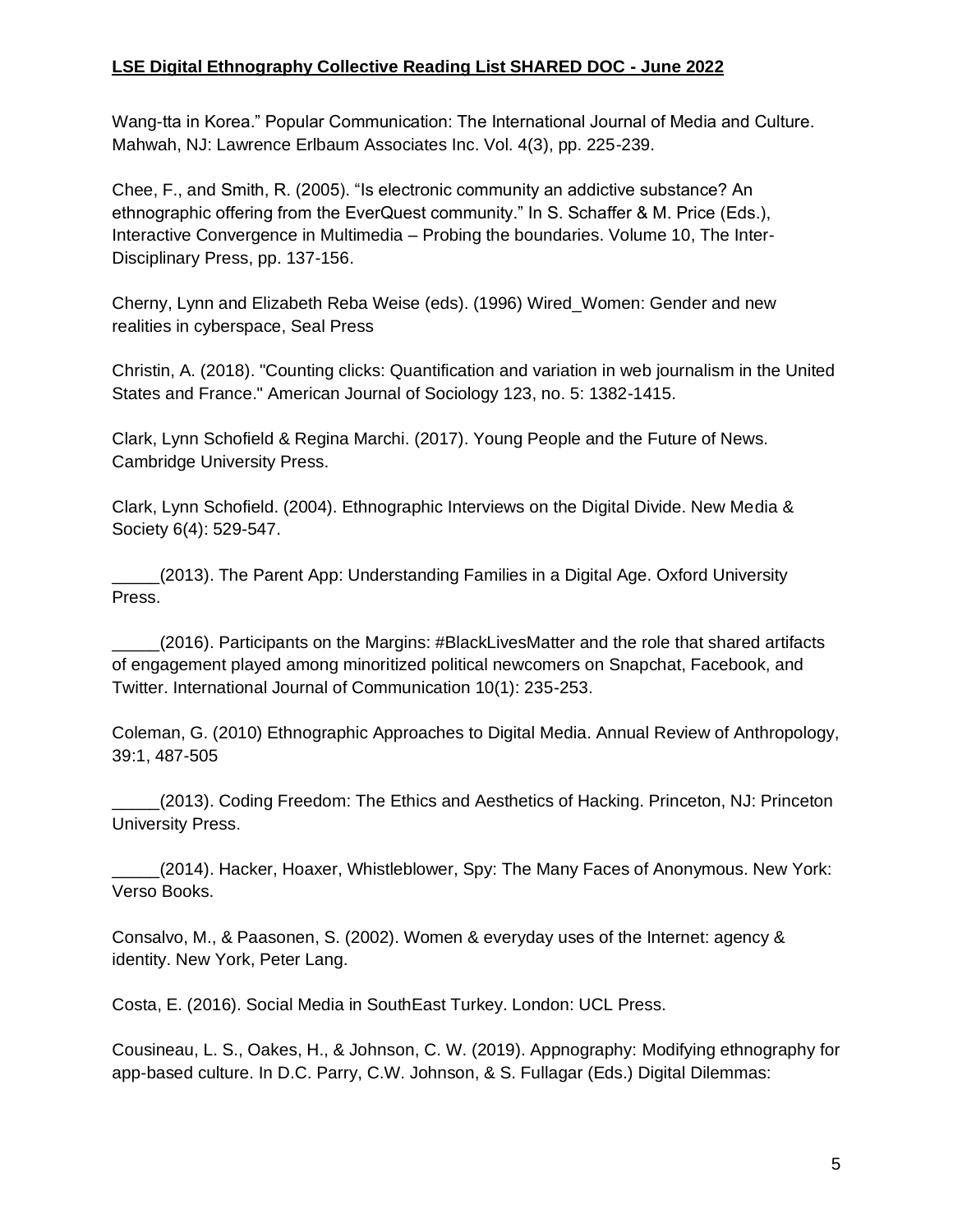Wang-tta in Korea." Popular Communication: The International Journal of Media and Culture. Mahwah, NJ: Lawrence Erlbaum Associates Inc. Vol. 4(3), pp. 225-239.

Chee, F., and Smith, R. (2005). "Is electronic community an addictive substance? An ethnographic offering from the EverQuest community." In S. Schaffer & M. Price (Eds.), Interactive Convergence in Multimedia – Probing the boundaries. Volume 10, The Inter-Disciplinary Press, pp. 137-156.

Cherny, Lynn and Elizabeth Reba Weise (eds). (1996) Wired_Women: Gender and new realities in cyberspace, Seal Press

Christin, A. (2018). "Counting clicks: Quantification and variation in web journalism in the United States and France." American Journal of Sociology 123, no. 5: 1382-1415.

Clark, Lynn Schofield & Regina Marchi. (2017). Young People and the Future of News. Cambridge University Press.

Clark, Lynn Schofield. (2004). Ethnographic Interviews on the Digital Divide. New Media & Society 6(4): 529-547.

_____(2013). The Parent App: Understanding Families in a Digital Age. Oxford University Press.

_____(2016). Participants on the Margins: #BlackLivesMatter and the role that shared artifacts of engagement played among minoritized political newcomers on Snapchat, Facebook, and Twitter. International Journal of Communication 10(1): 235-253.

Coleman, G. (2010) Ethnographic Approaches to Digital Media. Annual Review of Anthropology, 39:1, 487-505

_____(2013). Coding Freedom: The Ethics and Aesthetics of Hacking. Princeton, NJ: Princeton University Press.

_____(2014). Hacker, Hoaxer, Whistleblower, Spy: The Many Faces of Anonymous. New York: Verso Books.

Consalvo, M., & Paasonen, S. (2002). Women & everyday uses of the Internet: agency & identity. New York, Peter Lang.

Costa, E. (2016). Social Media in SouthEast Turkey. London: UCL Press.

Cousineau, L. S., Oakes, H., & Johnson, C. W. (2019). Appnography: Modifying ethnography for app-based culture. In D.C. Parry, C.W. Johnson, & S. Fullagar (Eds.) Digital Dilemmas: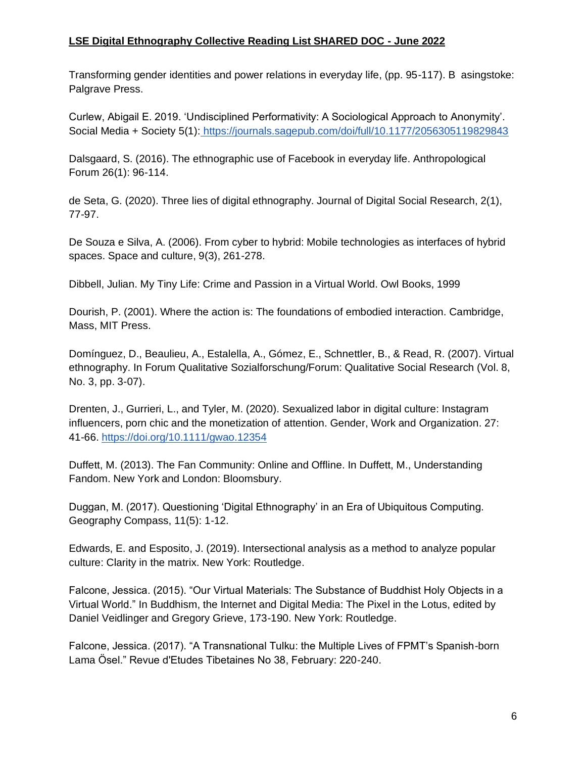Transforming gender identities and power relations in everyday life, (pp. 95-117). B asingstoke: Palgrave Press.

Curlew, Abigail E. 2019. 'Undisciplined Performativity: A Sociological Approach to Anonymity'. Social Media + Society 5(1): https://journals.sagepub.com/doi/full/10.1177/2056305119829843

Dalsgaard, S. (2016). The ethnographic use of Facebook in everyday life. Anthropological Forum 26(1): 96-114.

de Seta, G. (2020). Three lies of digital ethnography. Journal of Digital Social Research, 2(1), 77-97.

De Souza e Silva, A. (2006). From cyber to hybrid: Mobile technologies as interfaces of hybrid spaces. Space and culture, 9(3), 261-278.

Dibbell, Julian. My Tiny Life: Crime and Passion in a Virtual World. Owl Books, 1999

Dourish, P. (2001). Where the action is: The foundations of embodied interaction. Cambridge, Mass, MIT Press.

Domínguez, D., Beaulieu, A., Estalella, A., Gómez, E., Schnettler, B., & Read, R. (2007). Virtual ethnography. In Forum Qualitative Sozialforschung/Forum: Qualitative Social Research (Vol. 8, No. 3, pp. 3-07).

Drenten, J., Gurrieri, L., and Tyler, M. (2020). Sexualized labor in digital culture: Instagram influencers, porn chic and the monetization of attention. Gender, Work and Organization. 27: 41-66. https://doi.org/10.1111/gwao.12354

Duffett, M. (2013). The Fan Community: Online and Offline. In Duffett, M., Understanding Fandom. New York and London: Bloomsbury.

Duggan, M. (2017). Questioning 'Digital Ethnography' in an Era of Ubiquitous Computing. Geography Compass, 11(5): 1-12.

Edwards, E. and Esposito, J. (2019). Intersectional analysis as a method to analyze popular culture: Clarity in the matrix. New York: Routledge.

Falcone, Jessica. (2015). "Our Virtual Materials: The Substance of Buddhist Holy Objects in a Virtual World." In Buddhism, the Internet and Digital Media: The Pixel in the Lotus, edited by Daniel Veidlinger and Gregory Grieve, 173-190. New York: Routledge.

Falcone, Jessica. (2017). "A Transnational Tulku: the Multiple Lives of FPMT's Spanish-born Lama Ösel." Revue d'Etudes Tibetaines No 38, February: 220-240.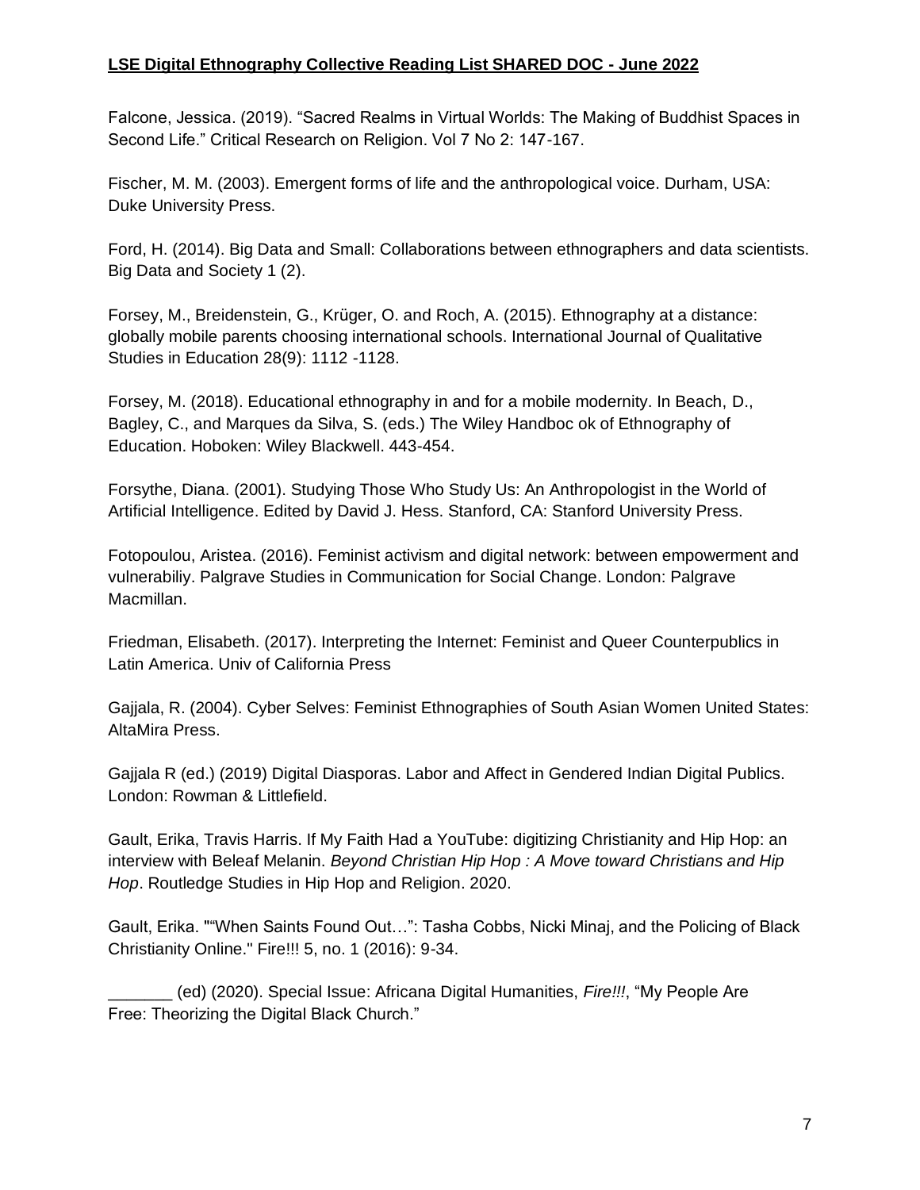Falcone, Jessica. (2019). “Sacred Realms in Virtual Worlds: The Making of Buddhist Spaces in Second Life.” Critical Research on Religion. Vol 7 No 2: 147-167.

Fischer, M. M. (2003). Emergent forms of life and the anthropological voice. Durham, USA: Duke University Press.

Ford, H. (2014). Big Data and Small: Collaborations between ethnographers and data scientists. Big Data and Society 1 (2).

Forsey, M., Breidenstein, G., Krüger, O. and Roch, A. (2015). Ethnography at a distance: globally mobile parents choosing international schools. International Journal of Qualitative Studies in Education 28(9): 1112 -1128.

Forsey, M. (2018). Educational ethnography in and for a mobile modernity. In Beach, D., Bagley, C., and Marques da Silva, S. (eds.) The Wiley Handboc ok of Ethnography of Education. Hoboken: Wiley Blackwell. 443-454.

Forsythe, Diana. (2001). Studying Those Who Study Us: An Anthropologist in the World of Artificial Intelligence. Edited by David J. Hess. Stanford, CA: Stanford University Press.

Fotopoulou, Aristea. (2016). Feminist activism and digital network: between empowerment and vulnerabiliy. Palgrave Studies in Communication for Social Change. London: Palgrave Macmillan.

Friedman, Elisabeth. (2017). Interpreting the Internet: Feminist and Queer Counterpublics in Latin America. Univ of California Press

Gajjala, R. (2004). Cyber Selves: Feminist Ethnographies of South Asian Women United States: AltaMira Press.

Gajjala R (ed.) (2019) Digital Diasporas. Labor and Affect in Gendered Indian Digital Publics. London: Rowman & Littlefield.

Gault, Erika, Travis Harris. If My Faith Had a YouTube: digitizing Christianity and Hip Hop: an interview with Beleaf Melanin. *Beyond Christian Hip Hop : A Move toward Christians and Hip Hop*. Routledge Studies in Hip Hop and Religion. 2020.

Gault, Erika. "“When Saints Found Out…”: Tasha Cobbs, Nicki Minaj, and the Policing of Black Christianity Online." Fire!!! 5, no. 1 (2016): 9-34.

_______ (ed) (2020). Special Issue: Africana Digital Humanities, *Fire!!!*, “My People Are Free: Theorizing the Digital Black Church.”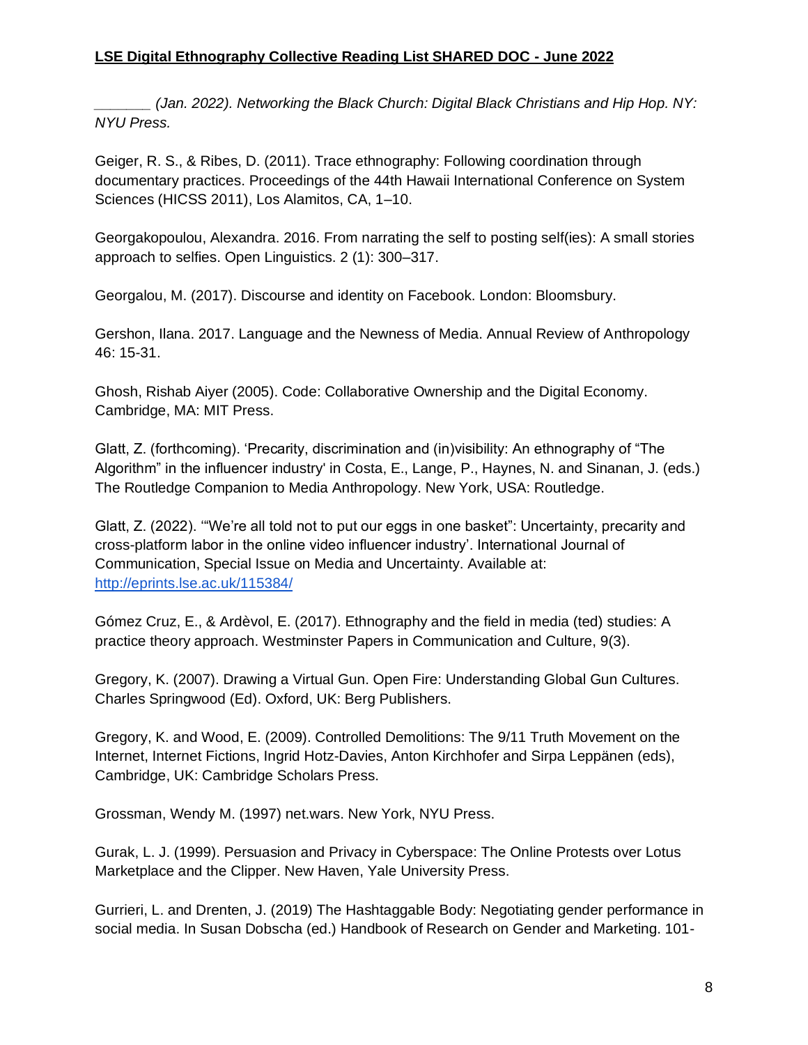_______ *(Jan. 2022). Networking the Black Church: Digital Black Christians and Hip Hop. NY: NYU Press.*

Geiger, R. S., & Ribes, D. (2011). Trace ethnography: Following coordination through documentary practices. Proceedings of the 44th Hawaii International Conference on System Sciences (HICSS 2011), Los Alamitos, CA, 1–10.

Georgakopoulou, Alexandra. 2016. From narrating the self to posting self(ies): A small stories approach to selfies. Open Linguistics. 2 (1): 300–317.

Georgalou, M. (2017). Discourse and identity on Facebook. London: Bloomsbury.

Gershon, Ilana. 2017. Language and the Newness of Media. Annual Review of Anthropology 46: 15-31.

Ghosh, Rishab Aiyer (2005). Code: Collaborative Ownership and the Digital Economy. Cambridge, MA: MIT Press.

Glatt, Z. (forthcoming). 'Precarity, discrimination and (in)visibility: An ethnography of "The Algorithm" in the influencer industry' in Costa, E., Lange, P., Haynes, N. and Sinanan, J. (eds.) The Routledge Companion to Media Anthropology. New York, USA: Routledge.

Glatt, Z. (2022). '"We're all told not to put our eggs in one basket": Uncertainty, precarity and cross-platform labor in the online video influencer industry'. International Journal of Communication, Special Issue on Media and Uncertainty. Available at: http://eprints.lse.ac.uk/115384/

Gómez Cruz, E., & Ardèvol, E. (2017). Ethnography and the field in media (ted) studies: A practice theory approach. Westminster Papers in Communication and Culture, 9(3).

Gregory, K. (2007). Drawing a Virtual Gun. Open Fire: Understanding Global Gun Cultures. Charles Springwood (Ed). Oxford, UK: Berg Publishers.

Gregory, K. and Wood, E. (2009). Controlled Demolitions: The 9/11 Truth Movement on the Internet, Internet Fictions, Ingrid Hotz-Davies, Anton Kirchhofer and Sirpa Leppänen (eds), Cambridge, UK: Cambridge Scholars Press.

Grossman, Wendy M. (1997) net.wars. New York, NYU Press.

Gurak, L. J. (1999). Persuasion and Privacy in Cyberspace: The Online Protests over Lotus Marketplace and the Clipper. New Haven, Yale University Press.

Gurrieri, L. and Drenten, J. (2019) The Hashtaggable Body: Negotiating gender performance in social media. In Susan Dobscha (ed.) Handbook of Research on Gender and Marketing. 101-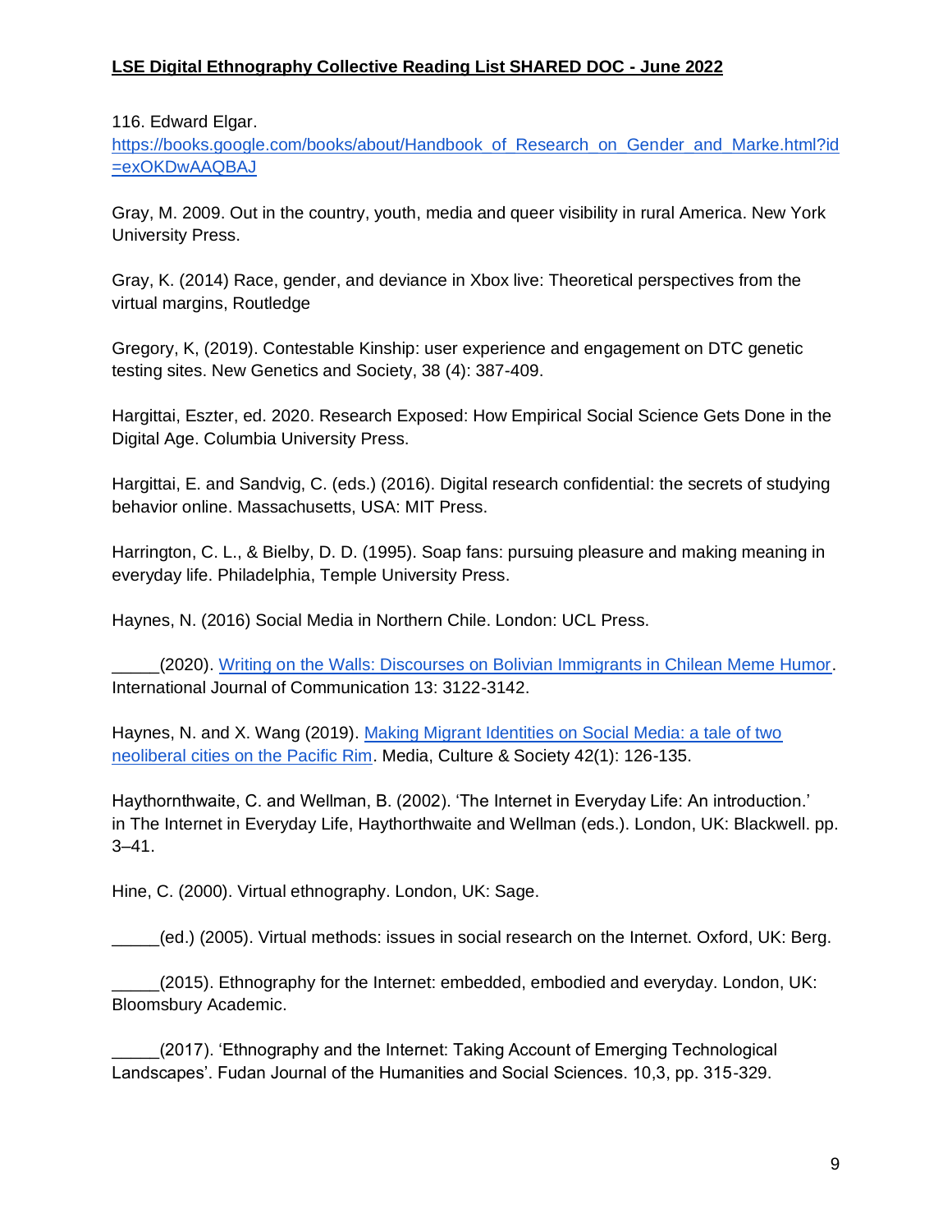116. Edward Elgar.
[https://books.google.com/books/about/Handbook_of_Research_on_Gender_and_Marke.html?id=exOKDwAAQBAJ](https://books.google.com/books/about/Handbook_of_Research_on_Gender_and_Marke.html?id=exOKDwAAQBAJ)

Gray, M. 2009. Out in the country, youth, media and queer visibility in rural America. New York University Press.

Gray, K. (2014) Race, gender, and deviance in Xbox live: Theoretical perspectives from the virtual margins, Routledge

Gregory, K, (2019). Contestable Kinship: user experience and engagement on DTC genetic testing sites. New Genetics and Society, 38 (4): 387-409.

Hargittai, Eszter, ed. 2020. Research Exposed: How Empirical Social Science Gets Done in the Digital Age. Columbia University Press.

Hargittai, E. and Sandvig, C. (eds.) (2016). Digital research confidential: the secrets of studying behavior online. Massachusetts, USA: MIT Press.

Harrington, C. L., & Bielby, D. D. (1995). Soap fans: pursuing pleasure and making meaning in everyday life. Philadelphia, Temple University Press.

Haynes, N. (2016) Social Media in Northern Chile. London: UCL Press.

_____(2020). Writing on the Walls: Discourses on Bolivian Immigrants in Chilean Meme Humor. International Journal of Communication 13: 3122-3142.

Haynes, N. and X. Wang (2019). Making Migrant Identities on Social Media: a tale of two neoliberal cities on the Pacific Rim. Media, Culture & Society 42(1): 126-135.

Haythornthwaite, C. and Wellman, B. (2002). 'The Internet in Everyday Life: An introduction.' in The Internet in Everyday Life, Haythorthwaite and Wellman (eds.). London, UK: Blackwell. pp. 3–41.

Hine, C. (2000). Virtual ethnography. London, UK: Sage.

_____(ed.) (2005). Virtual methods: issues in social research on the Internet. Oxford, UK: Berg.

_____(2015). Ethnography for the Internet: embedded, embodied and everyday. London, UK: Bloomsbury Academic.

_____(2017). 'Ethnography and the Internet: Taking Account of Emerging Technological Landscapes'. Fudan Journal of the Humanities and Social Sciences. 10,3, pp. 315-329.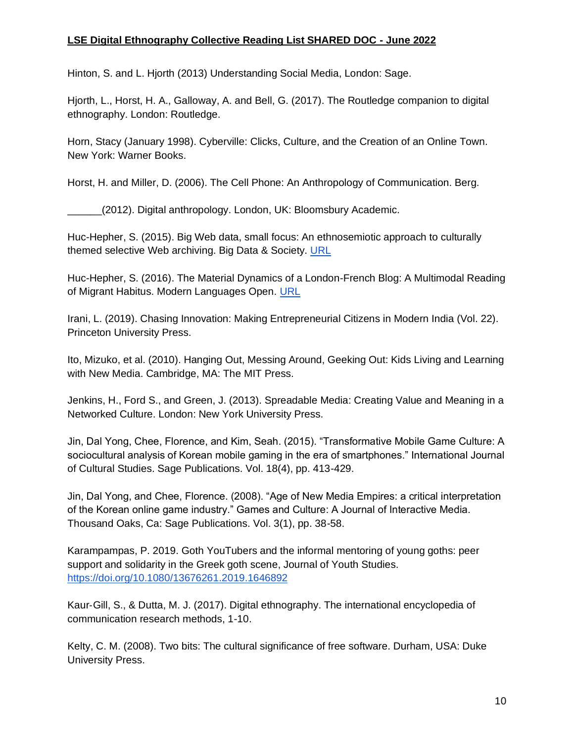Hinton, S. and L. Hjorth (2013) Understanding Social Media, London: Sage.

Hjorth, L., Horst, H. A., Galloway, A. and Bell, G. (2017). The Routledge companion to digital ethnography. London: Routledge.

Horn, Stacy (January 1998). Cyberville: Clicks, Culture, and the Creation of an Online Town. New York: Warner Books.

Horst, H. and Miller, D. (2006). The Cell Phone: An Anthropology of Communication. Berg.

______(2012). Digital anthropology. London, UK: Bloomsbury Academic.

Huc-Hepher, S. (2015). Big Web data, small focus: An ethnosemiotic approach to culturally themed selective Web archiving. Big Data & Society. URL

Huc-Hepher, S. (2016). The Material Dynamics of a London-French Blog: A Multimodal Reading of Migrant Habitus. Modern Languages Open. URL

Irani, L. (2019). Chasing Innovation: Making Entrepreneurial Citizens in Modern India (Vol. 22). Princeton University Press.

Ito, Mizuko, et al. (2010). Hanging Out, Messing Around, Geeking Out: Kids Living and Learning with New Media. Cambridge, MA: The MIT Press.

Jenkins, H., Ford S., and Green, J. (2013). Spreadable Media: Creating Value and Meaning in a Networked Culture. London: New York University Press.

Jin, Dal Yong, Chee, Florence, and Kim, Seah. (2015). "Transformative Mobile Game Culture: A sociocultural analysis of Korean mobile gaming in the era of smartphones." International Journal of Cultural Studies. Sage Publications. Vol. 18(4), pp. 413-429.

Jin, Dal Yong, and Chee, Florence. (2008). "Age of New Media Empires: a critical interpretation of the Korean online game industry." Games and Culture: A Journal of Interactive Media. Thousand Oaks, Ca: Sage Publications. Vol. 3(1), pp. 38-58.

Karampampas, P. 2019. Goth YouTubers and the informal mentoring of young goths: peer support and solidarity in the Greek goth scene, Journal of Youth Studies. https://doi.org/10.1080/13676261.2019.1646892

Kaur-Gill, S., & Dutta, M. J. (2017). Digital ethnography. The international encyclopedia of communication research methods, 1-10.

Kelty, C. M. (2008). Two bits: The cultural significance of free software. Durham, USA: Duke University Press.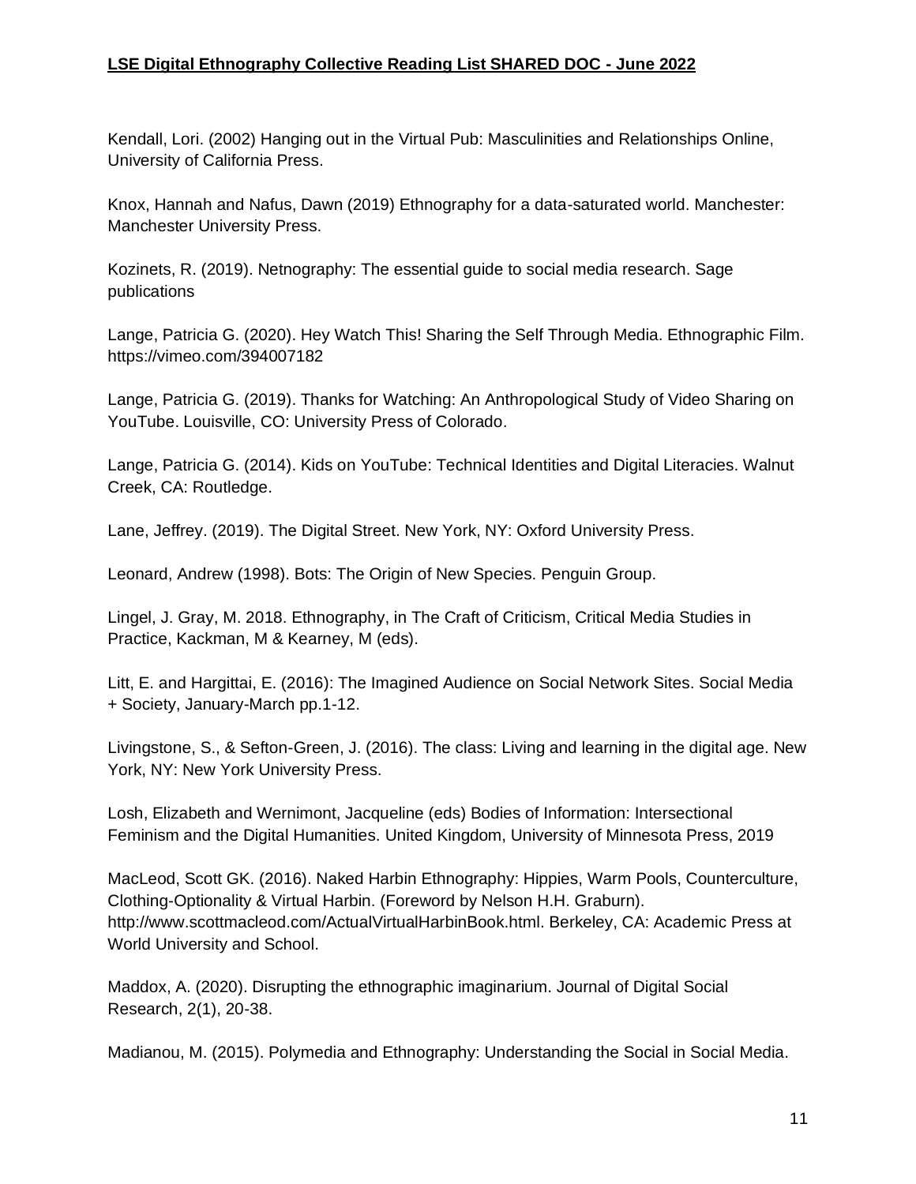Kendall, Lori. (2002) Hanging out in the Virtual Pub: Masculinities and Relationships Online, University of California Press.

Knox, Hannah and Nafus, Dawn (2019) Ethnography for a data-saturated world. Manchester: Manchester University Press.

Kozinets, R. (2019). Netnography: The essential guide to social media research. Sage publications

Lange, Patricia G. (2020). Hey Watch This! Sharing the Self Through Media. Ethnographic Film. https://vimeo.com/394007182

Lange, Patricia G. (2019). Thanks for Watching: An Anthropological Study of Video Sharing on YouTube. Louisville, CO: University Press of Colorado.

Lange, Patricia G. (2014). Kids on YouTube: Technical Identities and Digital Literacies. Walnut Creek, CA: Routledge.

Lane, Jeffrey. (2019). The Digital Street. New York, NY: Oxford University Press.

Leonard, Andrew (1998). Bots: The Origin of New Species. Penguin Group.

Lingel, J. Gray, M. 2018. Ethnography, in The Craft of Criticism, Critical Media Studies in Practice, Kackman, M & Kearney, M (eds).

Litt, E. and Hargittai, E. (2016): The Imagined Audience on Social Network Sites. Social Media + Society, January-March pp.1-12.

Livingstone, S., & Sefton-Green, J. (2016). The class: Living and learning in the digital age. New York, NY: New York University Press.

Losh, Elizabeth and Wernimont, Jacqueline (eds) Bodies of Information: Intersectional Feminism and the Digital Humanities. United Kingdom, University of Minnesota Press, 2019

MacLeod, Scott GK. (2016). Naked Harbin Ethnography: Hippies, Warm Pools, Counterculture, Clothing-Optionality & Virtual Harbin. (Foreword by Nelson H.H. Graburn). http://www.scottmacleod.com/ActualVirtualHarbinBook.html. Berkeley, CA: Academic Press at World University and School.

Maddox, A. (2020). Disrupting the ethnographic imaginarium. Journal of Digital Social Research, 2(1), 20-38.

Madianou, M. (2015). Polymedia and Ethnography: Understanding the Social in Social Media.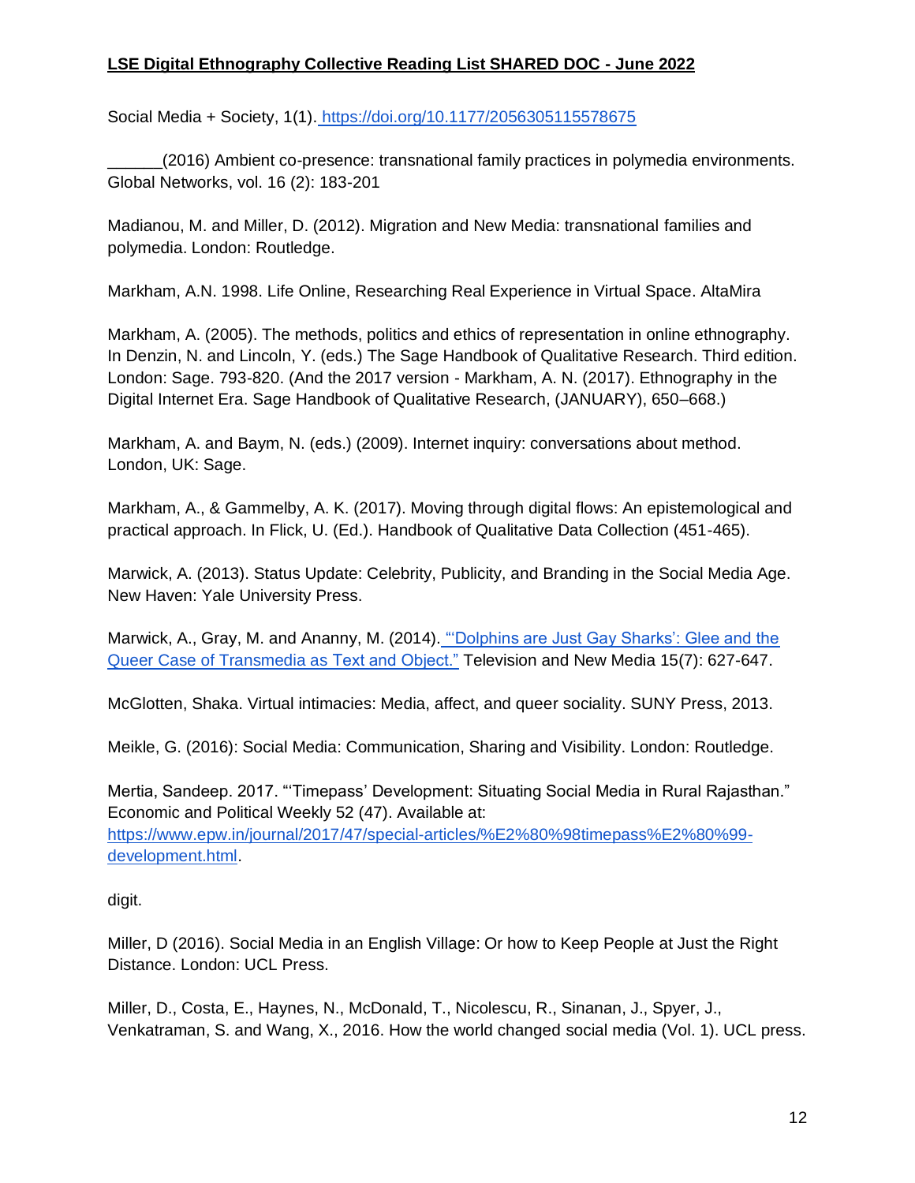Social Media + Society, 1(1). https://doi.org/10.1177/2056305115578675

______(2016) Ambient co-presence: transnational family practices in polymedia environments. Global Networks, vol. 16 (2): 183-201

Madianou, M. and Miller, D. (2012). Migration and New Media: transnational families and polymedia. London: Routledge.

Markham, A.N. 1998. Life Online, Researching Real Experience in Virtual Space. AltaMira

Markham, A. (2005). The methods, politics and ethics of representation in online ethnography. In Denzin, N. and Lincoln, Y. (eds.) The Sage Handbook of Qualitative Research. Third edition. London: Sage. 793-820. (And the 2017 version - Markham, A. N. (2017). Ethnography in the Digital Internet Era. Sage Handbook of Qualitative Research, (JANUARY), 650–668.)

Markham, A. and Baym, N. (eds.) (2009). Internet inquiry: conversations about method. London, UK: Sage.

Markham, A., & Gammelby, A. K. (2017). Moving through digital flows: An epistemological and practical approach. In Flick, U. (Ed.). Handbook of Qualitative Data Collection (451-465).

Marwick, A. (2013). Status Update: Celebrity, Publicity, and Branding in the Social Media Age. New Haven: Yale University Press.

Marwick, A., Gray, M. and Ananny, M. (2014). "'Dolphins are Just Gay Sharks': Glee and the Queer Case of Transmedia as Text and Object." Television and New Media 15(7): 627-647.

McGlotten, Shaka. Virtual intimacies: Media, affect, and queer sociality. SUNY Press, 2013.

Meikle, G. (2016): Social Media: Communication, Sharing and Visibility. London: Routledge.

Mertia, Sandeep. 2017. "'Timepass' Development: Situating Social Media in Rural Rajasthan." Economic and Political Weekly 52 (47). Available at: https://www.epw.in/journal/2017/47/special-articles/%E2%80%98timepass%E2%80%99-development.html.

digit.

Miller, D (2016). Social Media in an English Village: Or how to Keep People at Just the Right Distance. London: UCL Press.

Miller, D., Costa, E., Haynes, N., McDonald, T., Nicolescu, R., Sinanan, J., Spyer, J., Venkatraman, S. and Wang, X., 2016. How the world changed social media (Vol. 1). UCL press.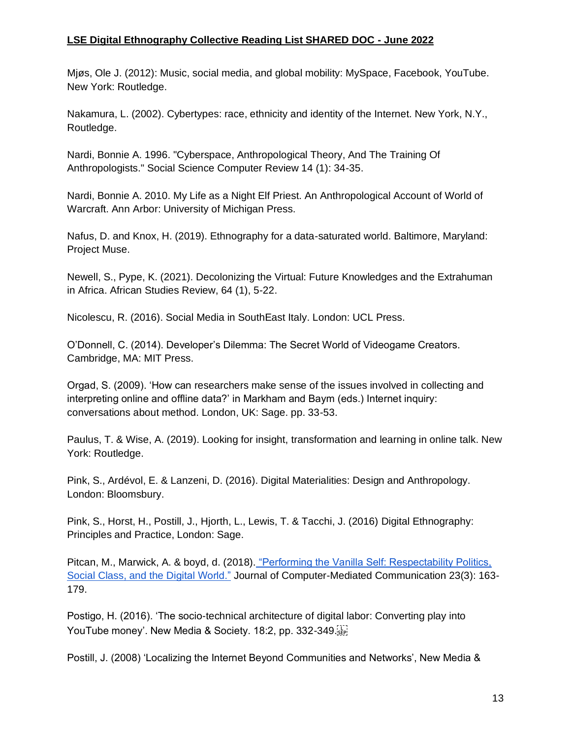Mjøs, Ole J. (2012): Music, social media, and global mobility: MySpace, Facebook, YouTube. New York: Routledge.

Nakamura, L. (2002). Cybertypes: race, ethnicity and identity of the Internet. New York, N.Y., Routledge.

Nardi, Bonnie A. 1996. "Cyberspace, Anthropological Theory, And The Training Of Anthropologists." Social Science Computer Review 14 (1): 34-35.

Nardi, Bonnie A. 2010. My Life as a Night Elf Priest. An Anthropological Account of World of Warcraft. Ann Arbor: University of Michigan Press.

Nafus, D. and Knox, H. (2019). Ethnography for a data-saturated world. Baltimore, Maryland: Project Muse.

Newell, S., Pype, K. (2021). Decolonizing the Virtual: Future Knowledges and the Extrahuman in Africa. African Studies Review, 64 (1), 5-22.

Nicolescu, R. (2016). Social Media in SouthEast Italy. London: UCL Press.

O'Donnell, C. (2014). Developer's Dilemma: The Secret World of Videogame Creators. Cambridge, MA: MIT Press.

Orgad, S. (2009). 'How can researchers make sense of the issues involved in collecting and interpreting online and offline data?' in Markham and Baym (eds.) Internet inquiry: conversations about method. London, UK: Sage. pp. 33-53.

Paulus, T. & Wise, A. (2019). Looking for insight, transformation and learning in online talk. New York: Routledge.

Pink, S., Ardévol, E. & Lanzeni, D. (2016). Digital Materialities: Design and Anthropology. London: Bloomsbury.

Pink, S., Horst, H., Postill, J., Hjorth, L., Lewis, T. & Tacchi, J. (2016) Digital Ethnography: Principles and Practice, London: Sage.

Pitcan, M., Marwick, A. & boyd, d. (2018). "Performing the Vanilla Self: Respectability Politics, Social Class, and the Digital World." Journal of Computer-Mediated Communication 23(3): 163-179.

Postigo, H. (2016). 'The socio-technical architecture of digital labor: Converting play into YouTube money'. New Media & Society. 18:2, pp. 332-349.

Postill, J. (2008) 'Localizing the Internet Beyond Communities and Networks', New Media &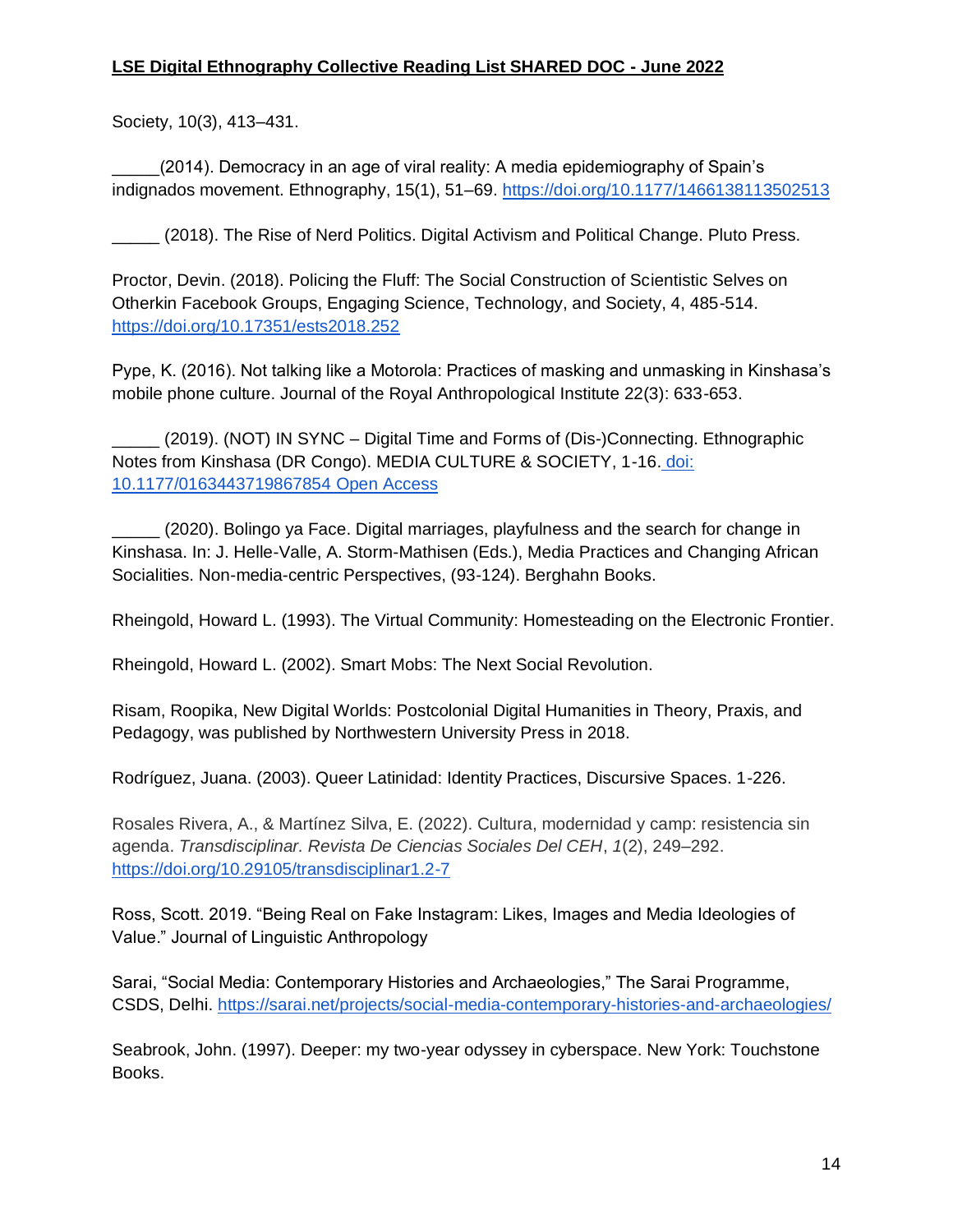Society, 10(3), 413–431.

_____(2014). Democracy in an age of viral reality: A media epidemiography of Spain's indignados movement. Ethnography, 15(1), 51–69. https://doi.org/10.1177/1466138113502513

_____ (2018). The Rise of Nerd Politics. Digital Activism and Political Change. Pluto Press.

Proctor, Devin. (2018). Policing the Fluff: The Social Construction of Scientistic Selves on Otherkin Facebook Groups, Engaging Science, Technology, and Society, 4, 485-514. https://doi.org/10.17351/ests2018.252

Pype, K. (2016). Not talking like a Motorola: Practices of masking and unmasking in Kinshasa's mobile phone culture. Journal of the Royal Anthropological Institute 22(3): 633-653.

_____ (2019). (NOT) IN SYNC – Digital Time and Forms of (Dis-)Connecting. Ethnographic Notes from Kinshasa (DR Congo). MEDIA CULTURE & SOCIETY, 1-16. doi: 10.1177/0163443719867854 Open Access

_____ (2020). Bolingo ya Face. Digital marriages, playfulness and the search for change in Kinshasa. In: J. Helle-Valle, A. Storm-Mathisen (Eds.), Media Practices and Changing African Socialities. Non-media-centric Perspectives, (93-124). Berghahn Books.

Rheingold, Howard L. (1993). The Virtual Community: Homesteading on the Electronic Frontier.

Rheingold, Howard L. (2002). Smart Mobs: The Next Social Revolution.

Risam, Roopika, New Digital Worlds: Postcolonial Digital Humanities in Theory, Praxis, and Pedagogy, was published by Northwestern University Press in 2018.

Rodríguez, Juana. (2003). Queer Latinidad: Identity Practices, Discursive Spaces. 1-226.

Rosales Rivera, A., & Martínez Silva, E. (2022). Cultura, modernidad y camp: resistencia sin agenda. *Transdisciplinar. Revista De Ciencias Sociales Del CEH*, *1*(2), 249–292. https://doi.org/10.29105/transdisciplinar1.2-7

Ross, Scott. 2019. "Being Real on Fake Instagram: Likes, Images and Media Ideologies of Value." Journal of Linguistic Anthropology

Sarai, "Social Media: Contemporary Histories and Archaeologies," The Sarai Programme, CSDS, Delhi. https://sarai.net/projects/social-media-contemporary-histories-and-archaeologies/

Seabrook, John. (1997). Deeper: my two-year odyssey in cyberspace. New York: Touchstone Books.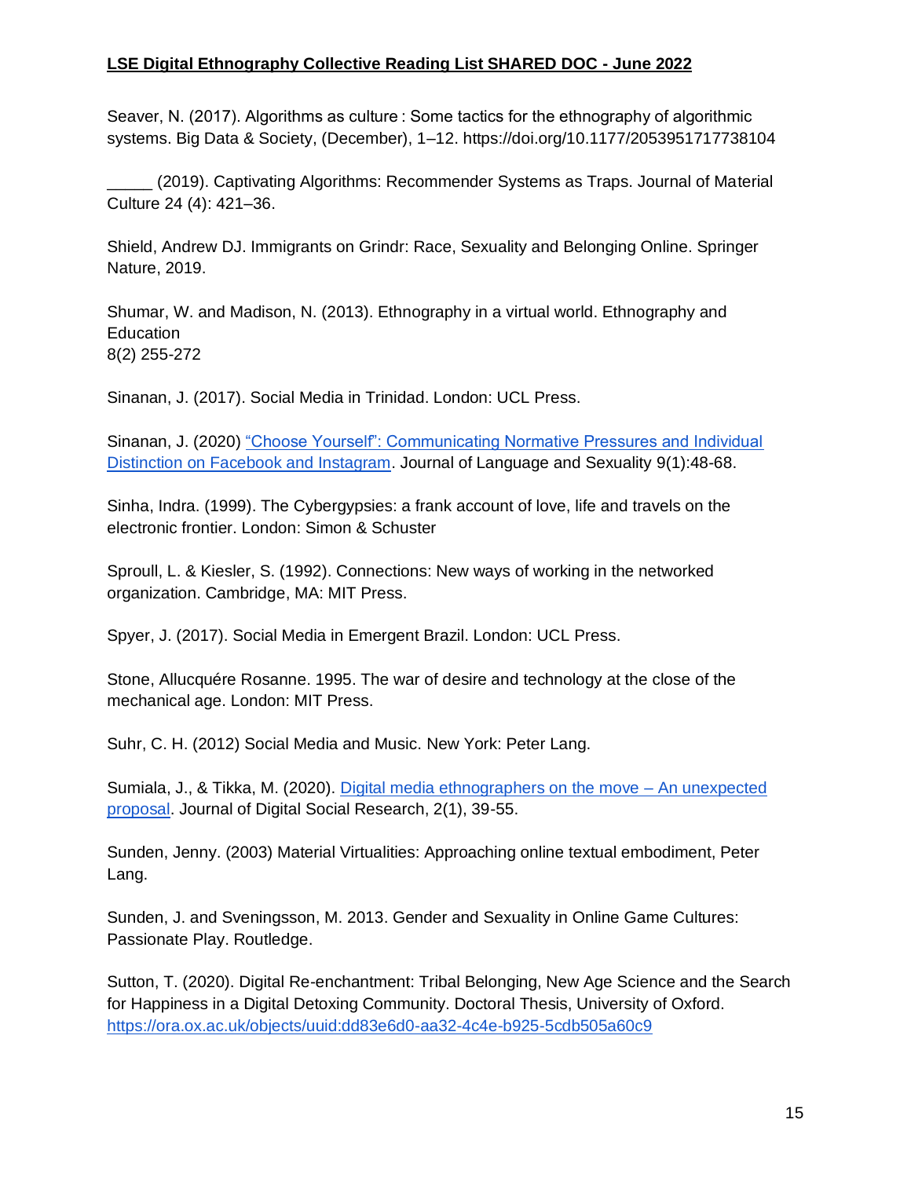Seaver, N. (2017). Algorithms as culture : Some tactics for the ethnography of algorithmic systems. Big Data & Society, (December), 1–12. https://doi.org/10.1177/2053951717738104

_____ (2019). Captivating Algorithms: Recommender Systems as Traps. Journal of Material Culture 24 (4): 421–36.

Shield, Andrew DJ. Immigrants on Grindr: Race, Sexuality and Belonging Online. Springer Nature, 2019.

Shumar, W. and Madison, N. (2013). Ethnography in a virtual world. Ethnography and Education
8(2) 255-272

Sinanan, J. (2017). Social Media in Trinidad. London: UCL Press.

Sinanan, J. (2020) [“Choose Yourself”: Communicating Normative Pressures and Individual Distinction on Facebook and Instagram](). Journal of Language and Sexuality 9(1):48-68.

Sinha, Indra. (1999). The Cybergypsies: a frank account of love, life and travels on the electronic frontier. London: Simon & Schuster

Sproull, L. & Kiesler, S. (1992). Connections: New ways of working in the networked organization. Cambridge, MA: MIT Press.

Spyer, J. (2017). Social Media in Emergent Brazil. London: UCL Press.

Stone, Allucquére Rosanne. 1995. The war of desire and technology at the close of the mechanical age. London: MIT Press.

Suhr, C. H. (2012) Social Media and Music. New York: Peter Lang.

Sumiala, J., & Tikka, M. (2020). [Digital media ethnographers on the move – An unexpected proposal](). Journal of Digital Social Research, 2(1), 39-55.

Sunden, Jenny. (2003) Material Virtualities: Approaching online textual embodiment, Peter Lang.

Sunden, J. and Sveningsson, M. 2013. Gender and Sexuality in Online Game Cultures: Passionate Play. Routledge.

Sutton, T. (2020). Digital Re-enchantment: Tribal Belonging, New Age Science and the Search for Happiness in a Digital Detoxing Community. Doctoral Thesis, University of Oxford. https://ora.ox.ac.uk/objects/uuid:dd83e6d0-aa32-4c4e-b925-5cdb505a60c9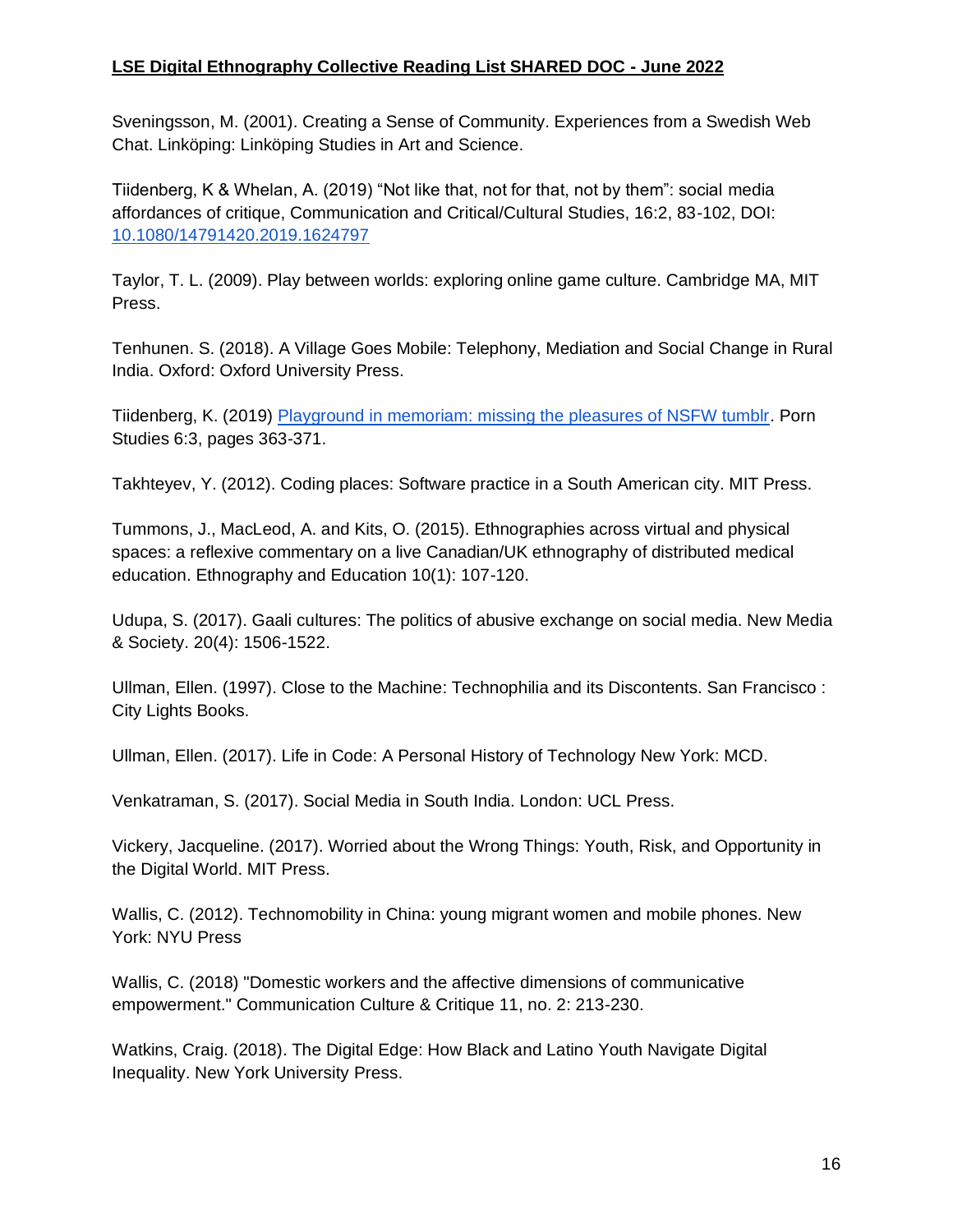Sveningsson, M. (2001). Creating a Sense of Community. Experiences from a Swedish Web Chat. Linköping: Linköping Studies in Art and Science.

Tiidenberg, K & Whelan, A. (2019) “Not like that, not for that, not by them”: social media affordances of critique, Communication and Critical/Cultural Studies, 16:2, 83-102, DOI: [10.1080/14791420.2019.1624797](https://doi.org/10.1080/14791420.2019.1624797)

Taylor, T. L. (2009). Play between worlds: exploring online game culture. Cambridge MA, MIT Press.

Tenhunen. S. (2018). A Village Goes Mobile: Telephony, Mediation and Social Change in Rural India. Oxford: Oxford University Press.

Tiidenberg, K. (2019) [Playground in memoriam: missing the pleasures of NSFW tumblr](). Porn Studies 6:3, pages 363-371.

Takhteyev, Y. (2012). Coding places: Software practice in a South American city. MIT Press.

Tummons, J., MacLeod, A. and Kits, O. (2015). Ethnographies across virtual and physical spaces: a reflexive commentary on a live Canadian/UK ethnography of distributed medical education. Ethnography and Education 10(1): 107-120.

Udupa, S. (2017). Gaali cultures: The politics of abusive exchange on social media. New Media & Society. 20(4): 1506-1522.

Ullman, Ellen. (1997). Close to the Machine: Technophilia and its Discontents. San Francisco : City Lights Books.

Ullman, Ellen. (2017). Life in Code: A Personal History of Technology New York: MCD.

Venkatraman, S. (2017). Social Media in South India. London: UCL Press.

Vickery, Jacqueline. (2017). Worried about the Wrong Things: Youth, Risk, and Opportunity in the Digital World. MIT Press.

Wallis, C. (2012). Technomobility in China: young migrant women and mobile phones. New York: NYU Press

Wallis, C. (2018) "Domestic workers and the affective dimensions of communicative empowerment." Communication Culture & Critique 11, no. 2: 213-230.

Watkins, Craig. (2018). The Digital Edge: How Black and Latino Youth Navigate Digital Inequality. New York University Press.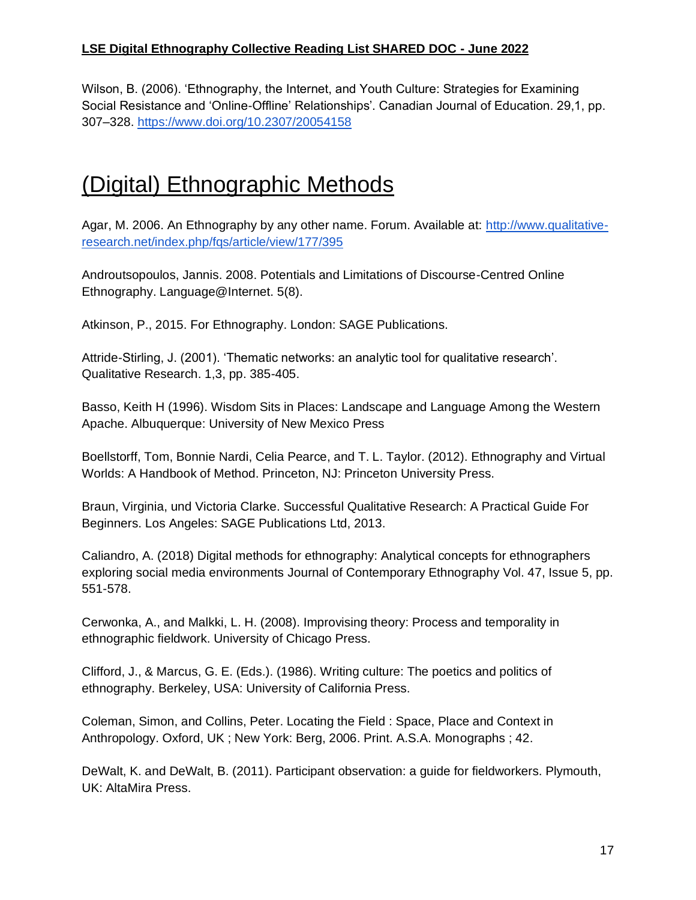Wilson, B. (2006). 'Ethnography, the Internet, and Youth Culture: Strategies for Examining Social Resistance and 'Online-Offline' Relationships'. Canadian Journal of Education. 29,1, pp. 307–328. https://www.doi.org/10.2307/20054158

# (Digital) Ethnographic Methods

Agar, M. 2006. An Ethnography by any other name. Forum. Available at: http://www.qualitative-research.net/index.php/fqs/article/view/177/395

Androutsopoulos, Jannis. 2008. Potentials and Limitations of Discourse-Centred Online Ethnography. Language@Internet. 5(8).

Atkinson, P., 2015. For Ethnography. London: SAGE Publications.

Attride-Stirling, J. (2001). 'Thematic networks: an analytic tool for qualitative research'. Qualitative Research. 1,3, pp. 385-405.

Basso, Keith H (1996). Wisdom Sits in Places: Landscape and Language Among the Western Apache. Albuquerque: University of New Mexico Press

Boellstorff, Tom, Bonnie Nardi, Celia Pearce, and T. L. Taylor. (2012). Ethnography and Virtual Worlds: A Handbook of Method. Princeton, NJ: Princeton University Press.

Braun, Virginia, und Victoria Clarke. Successful Qualitative Research: A Practical Guide For Beginners. Los Angeles: SAGE Publications Ltd, 2013.

Caliandro, A. (2018) Digital methods for ethnography: Analytical concepts for ethnographers exploring social media environments Journal of Contemporary Ethnography Vol. 47, Issue 5, pp. 551-578.

Cerwonka, A., and Malkki, L. H. (2008). Improvising theory: Process and temporality in ethnographic fieldwork. University of Chicago Press.

Clifford, J., & Marcus, G. E. (Eds.). (1986). Writing culture: The poetics and politics of ethnography. Berkeley, USA: University of California Press.

Coleman, Simon, and Collins, Peter. Locating the Field : Space, Place and Context in Anthropology. Oxford, UK ; New York: Berg, 2006. Print. A.S.A. Monographs ; 42.

DeWalt, K. and DeWalt, B. (2011). Participant observation: a guide for fieldworkers. Plymouth, UK: AltaMira Press.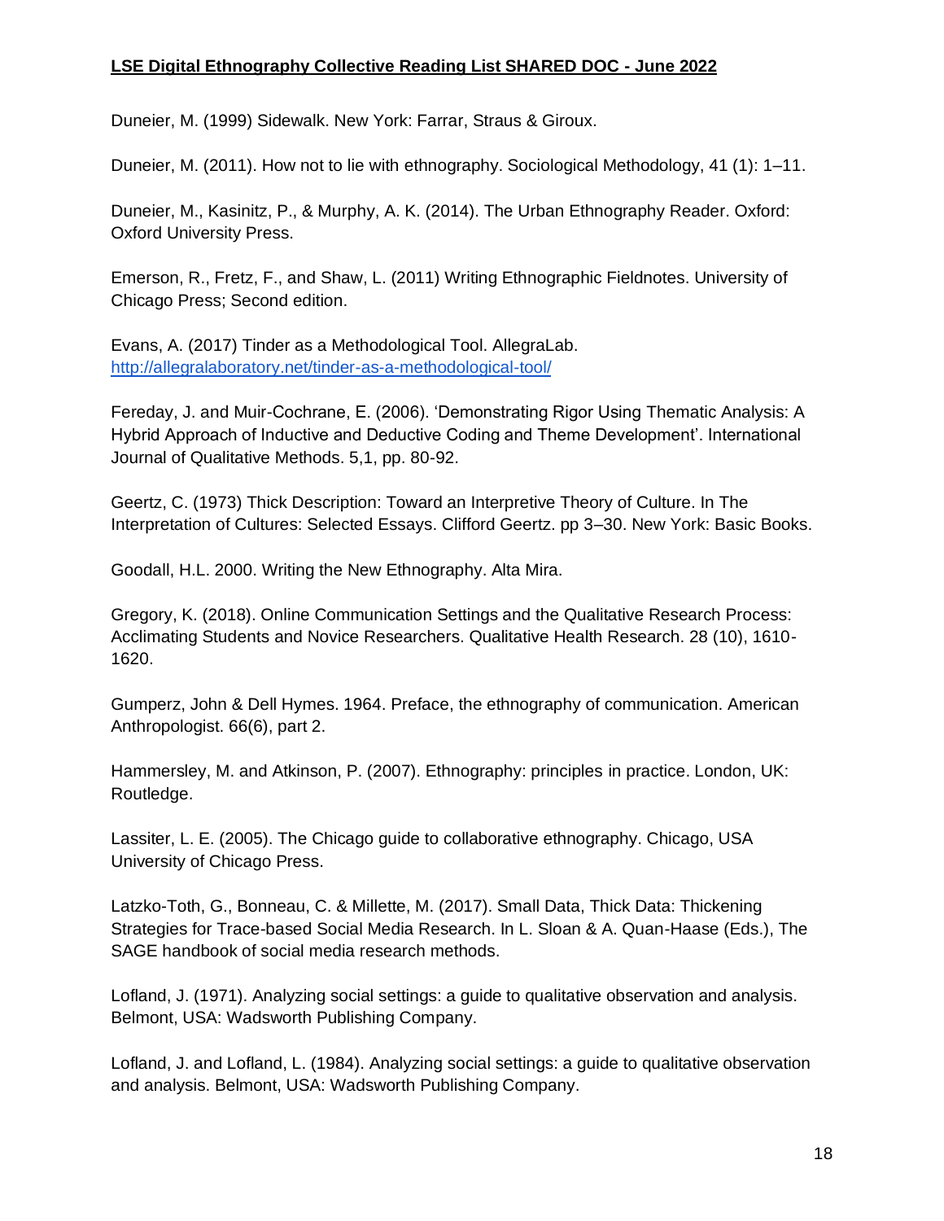Duneier, M. (1999) Sidewalk. New York: Farrar, Straus & Giroux.

Duneier, M. (2011). How not to lie with ethnography. Sociological Methodology, 41 (1): 1–11.

Duneier, M., Kasinitz, P., & Murphy, A. K. (2014). The Urban Ethnography Reader. Oxford: Oxford University Press.

Emerson, R., Fretz, F., and Shaw, L. (2011) Writing Ethnographic Fieldnotes. University of Chicago Press; Second edition.

Evans, A. (2017) Tinder as a Methodological Tool. AllegraLab. http://allegralaboratory.net/tinder-as-a-methodological-tool/

Fereday, J. and Muir-Cochrane, E. (2006). 'Demonstrating Rigor Using Thematic Analysis: A Hybrid Approach of Inductive and Deductive Coding and Theme Development'. International Journal of Qualitative Methods. 5,1, pp. 80-92.

Geertz, C. (1973) Thick Description: Toward an Interpretive Theory of Culture. In The Interpretation of Cultures: Selected Essays. Clifford Geertz. pp 3–30. New York: Basic Books.

Goodall, H.L. 2000. Writing the New Ethnography. Alta Mira.

Gregory, K. (2018). Online Communication Settings and the Qualitative Research Process: Acclimating Students and Novice Researchers. Qualitative Health Research. 28 (10), 1610-1620.

Gumperz, John & Dell Hymes. 1964. Preface, the ethnography of communication. American Anthropologist. 66(6), part 2.

Hammersley, M. and Atkinson, P. (2007). Ethnography: principles in practice. London, UK: Routledge.

Lassiter, L. E. (2005). The Chicago guide to collaborative ethnography. Chicago, USA University of Chicago Press.

Latzko-Toth, G., Bonneau, C. & Millette, M. (2017). Small Data, Thick Data: Thickening Strategies for Trace-based Social Media Research. In L. Sloan & A. Quan-Haase (Eds.), The SAGE handbook of social media research methods.

Lofland, J. (1971). Analyzing social settings: a guide to qualitative observation and analysis. Belmont, USA: Wadsworth Publishing Company.

Lofland, J. and Lofland, L. (1984). Analyzing social settings: a guide to qualitative observation and analysis. Belmont, USA: Wadsworth Publishing Company.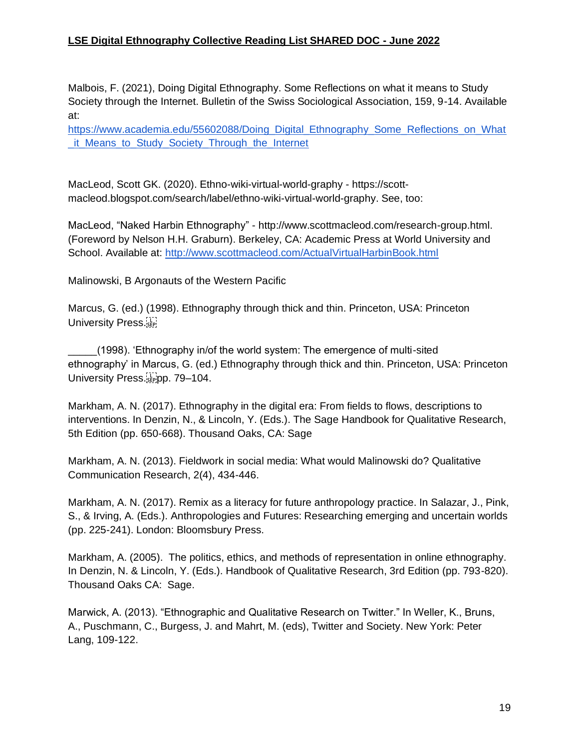Malbois, F. (2021), Doing Digital Ethnography. Some Reflections on what it means to Study Society through the Internet. Bulletin of the Swiss Sociological Association, 159, 9-14. Available at: https://www.academia.edu/55602088/Doing_Digital_Ethnography_Some_Reflections_on_What_it_Means_to_Study_Society_Through_the_Internet

MacLeod, Scott GK. (2020). Ethno-wiki-virtual-world-graphy - https://scott-macleod.blogspot.com/search/label/ethno-wiki-virtual-world-graphy. See, too:

MacLeod, "Naked Harbin Ethnography" - http://www.scottmacleod.com/research-group.html. (Foreword by Nelson H.H. Graburn). Berkeley, CA: Academic Press at World University and School. Available at: http://www.scottmacleod.com/ActualVirtualHarbinBook.html

Malinowski, B Argonauts of the Western Pacific

Marcus, G. (ed.) (1998). Ethnography through thick and thin. Princeton, USA: Princeton University Press.

_____(1998). 'Ethnography in/of the world system: The emergence of multi-sited ethnography' in Marcus, G. (ed.) Ethnography through thick and thin. Princeton, USA: Princeton University Press. pp. 79–104.

Markham, A. N. (2017). Ethnography in the digital era: From fields to flows, descriptions to interventions. In Denzin, N., & Lincoln, Y. (Eds.). The Sage Handbook for Qualitative Research, 5th Edition (pp. 650-668). Thousand Oaks, CA: Sage

Markham, A. N. (2013). Fieldwork in social media: What would Malinowski do? Qualitative Communication Research, 2(4), 434-446.

Markham, A. N. (2017). Remix as a literacy for future anthropology practice. In Salazar, J., Pink, S., & Irving, A. (Eds.). Anthropologies and Futures: Researching emerging and uncertain worlds (pp. 225-241). London: Bloomsbury Press.

Markham, A. (2005). The politics, ethics, and methods of representation in online ethnography. In Denzin, N. & Lincoln, Y. (Eds.). Handbook of Qualitative Research, 3rd Edition (pp. 793-820). Thousand Oaks CA: Sage.

Marwick, A. (2013). "Ethnographic and Qualitative Research on Twitter." In Weller, K., Bruns, A., Puschmann, C., Burgess, J. and Mahrt, M. (eds), Twitter and Society. New York: Peter Lang, 109-122.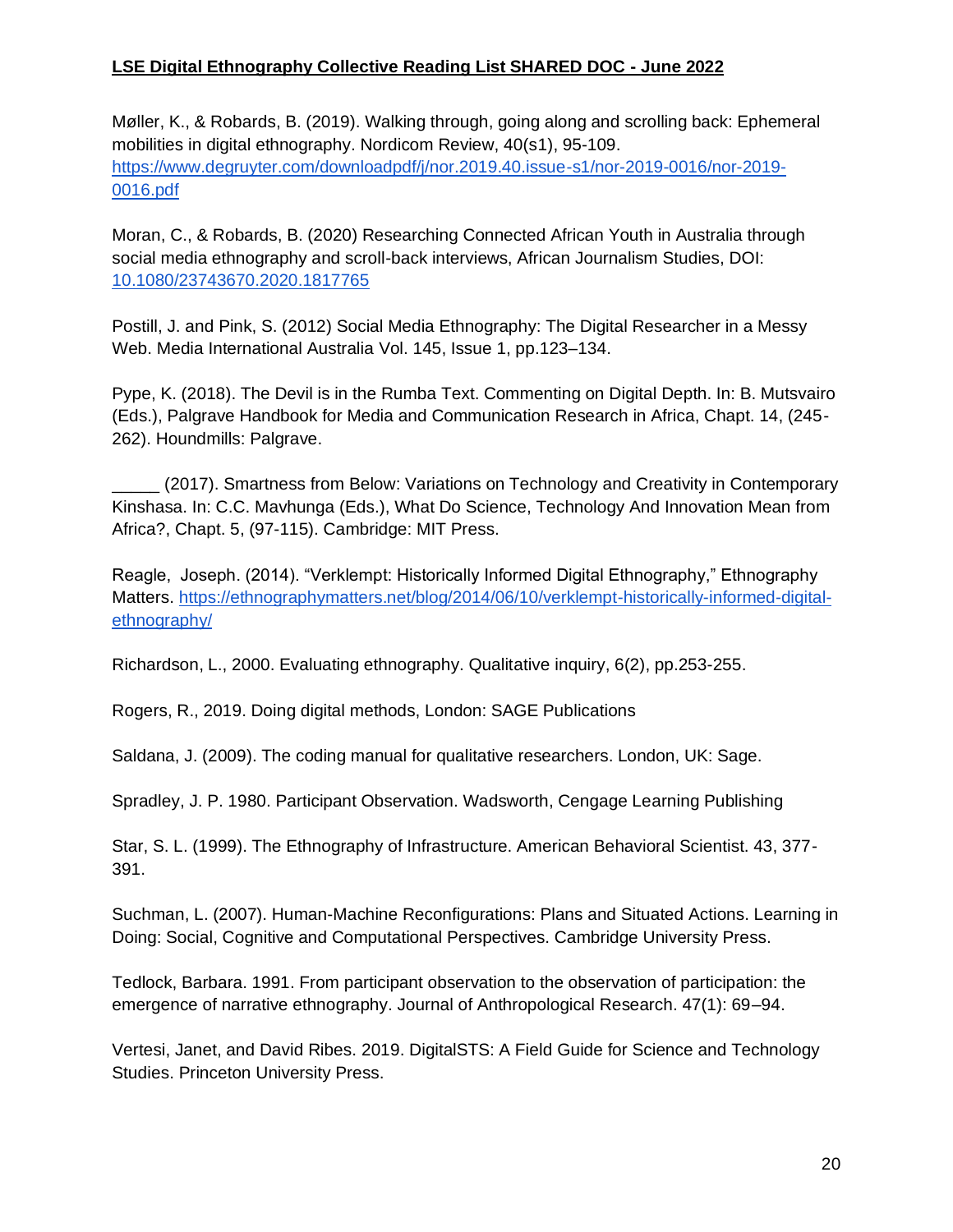Møller, K., & Robards, B. (2019). Walking through, going along and scrolling back: Ephemeral mobilities in digital ethnography. Nordicom Review, 40(s1), 95-109. https://www.degruyter.com/downloadpdf/j/nor.2019.40.issue-s1/nor-2019-0016/nor-2019-0016.pdf

Moran, C., & Robards, B. (2020) Researching Connected African Youth in Australia through social media ethnography and scroll-back interviews, African Journalism Studies, DOI: 10.1080/23743670.2020.1817765

Postill, J. and Pink, S. (2012) Social Media Ethnography: The Digital Researcher in a Messy Web. Media International Australia Vol. 145, Issue 1, pp.123–134.

Pype, K. (2018). The Devil is in the Rumba Text. Commenting on Digital Depth. In: B. Mutsvairo (Eds.), Palgrave Handbook for Media and Communication Research in Africa, Chapt. 14, (245-262). Houndmills: Palgrave.

_____ (2017). Smartness from Below: Variations on Technology and Creativity in Contemporary Kinshasa. In: C.C. Mavhunga (Eds.), What Do Science, Technology And Innovation Mean from Africa?, Chapt. 5, (97-115). Cambridge: MIT Press.

Reagle, Joseph. (2014). "Verklempt: Historically Informed Digital Ethnography," Ethnography Matters. https://ethnographymatters.net/blog/2014/06/10/verklempt-historically-informed-digital-ethnography/

Richardson, L., 2000. Evaluating ethnography. Qualitative inquiry, 6(2), pp.253-255.

Rogers, R., 2019. Doing digital methods, London: SAGE Publications

Saldana, J. (2009). The coding manual for qualitative researchers. London, UK: Sage.

Spradley, J. P. 1980. Participant Observation. Wadsworth, Cengage Learning Publishing

Star, S. L. (1999). The Ethnography of Infrastructure. American Behavioral Scientist. 43, 377-391.

Suchman, L. (2007). Human-Machine Reconfigurations: Plans and Situated Actions. Learning in Doing: Social, Cognitive and Computational Perspectives. Cambridge University Press.

Tedlock, Barbara. 1991. From participant observation to the observation of participation: the emergence of narrative ethnography. Journal of Anthropological Research. 47(1): 69–94.

Vertesi, Janet, and David Ribes. 2019. DigitalSTS: A Field Guide for Science and Technology Studies. Princeton University Press.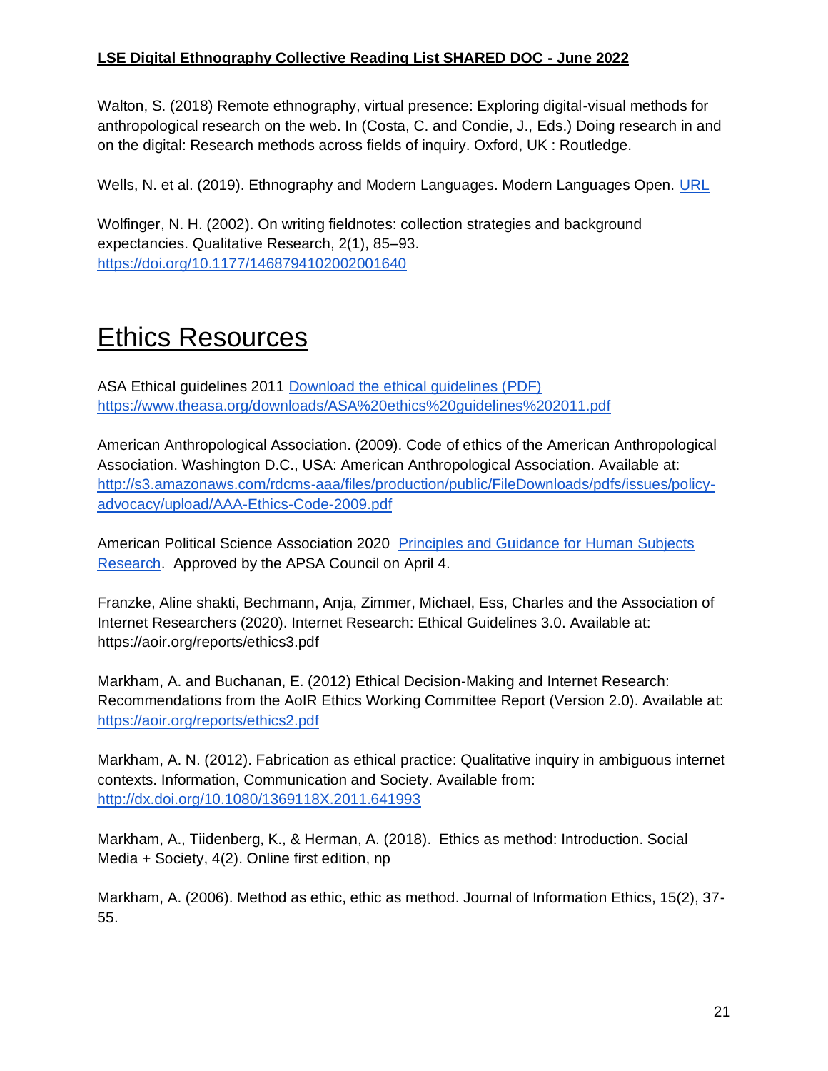Walton, S. (2018) Remote ethnography, virtual presence: Exploring digital-visual methods for anthropological research on the web. In (Costa, C. and Condie, J., Eds.) Doing research in and on the digital: Research methods across fields of inquiry. Oxford, UK : Routledge.

Wells, N. et al. (2019). Ethnography and Modern Languages. Modern Languages Open. URL

Wolfinger, N. H. (2002). On writing fieldnotes: collection strategies and background expectancies. Qualitative Research, 2(1), 85–93. https://doi.org/10.1177/1468794102002001640

# Ethics Resources

ASA Ethical guidelines 2011 Download the ethical guidelines (PDF) https://www.theasa.org/downloads/ASA%20ethics%20guidelines%202011.pdf

American Anthropological Association. (2009). Code of ethics of the American Anthropological Association. Washington D.C., USA: American Anthropological Association. Available at: http://s3.amazonaws.com/rdcms-aaa/files/production/public/FileDownloads/pdfs/issues/policy-advocacy/upload/AAA-Ethics-Code-2009.pdf

American Political Science Association 2020 Principles and Guidance for Human Subjects Research. Approved by the APSA Council on April 4.

Franzke, Aline shakti, Bechmann, Anja, Zimmer, Michael, Ess, Charles and the Association of Internet Researchers (2020). Internet Research: Ethical Guidelines 3.0. Available at: https://aoir.org/reports/ethics3.pdf

Markham, A. and Buchanan, E. (2012) Ethical Decision-Making and Internet Research: Recommendations from the AoIR Ethics Working Committee Report (Version 2.0). Available at: https://aoir.org/reports/ethics2.pdf

Markham, A. N. (2012). Fabrication as ethical practice: Qualitative inquiry in ambiguous internet contexts. Information, Communication and Society. Available from: http://dx.doi.org/10.1080/1369118X.2011.641993

Markham, A., Tiidenberg, K., & Herman, A. (2018). Ethics as method: Introduction. Social Media + Society, 4(2). Online first edition, np

Markham, A. (2006). Method as ethic, ethic as method. Journal of Information Ethics, 15(2), 37-55.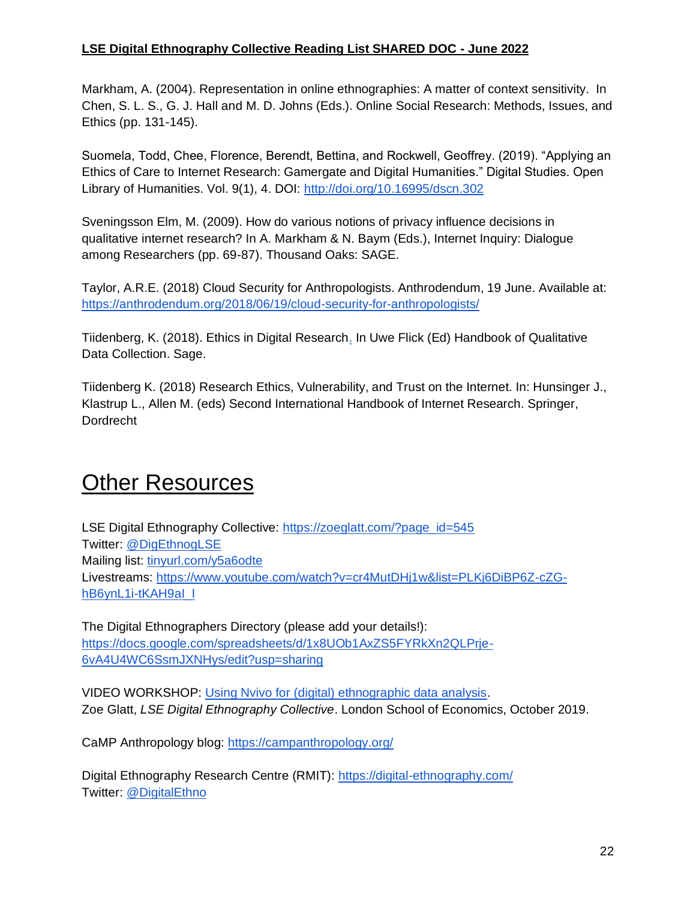Markham, A. (2004). Representation in online ethnographies: A matter of context sensitivity. In Chen, S. L. S., G. J. Hall and M. D. Johns (Eds.). Online Social Research: Methods, Issues, and Ethics (pp. 131-145).

Suomela, Todd, Chee, Florence, Berendt, Bettina, and Rockwell, Geoffrey. (2019). "Applying an Ethics of Care to Internet Research: Gamergate and Digital Humanities." Digital Studies. Open Library of Humanities. Vol. 9(1), 4. DOI: [http://doi.org/10.16995/dscn.302](http://doi.org/10.16995/dscn.302)

Sveningsson Elm, M. (2009). How do various notions of privacy influence decisions in qualitative internet research? In A. Markham & N. Baym (Eds.), Internet Inquiry: Dialogue among Researchers (pp. 69-87). Thousand Oaks: SAGE.

Taylor, A.R.E. (2018) Cloud Security for Anthropologists. Anthrodendum, 19 June. Available at: [https://anthrodendum.org/2018/06/19/cloud-security-for-anthropologists/](https://anthrodendum.org/2018/06/19/cloud-security-for-anthropologists/)

Tiidenberg, K. (2018). Ethics in Digital Research. In Uwe Flick (Ed) Handbook of Qualitative Data Collection. Sage.

Tiidenberg K. (2018) Research Ethics, Vulnerability, and Trust on the Internet. In: Hunsinger J., Klastrup L., Allen M. (eds) Second International Handbook of Internet Research. Springer, Dordrecht

# Other Resources

LSE Digital Ethnography Collective: [https://zoeglatt.com/?page_id=545](https://zoeglatt.com/?page_id=545)
Twitter: @DigEthnogLSE
Mailing list: tinyurl.com/y5a6odte
Livestreams: [https://www.youtube.com/watch?v=cr4MutDHj1w&list=PLKj6DiBP6Z-cZG-hB6ynL1i-tKAH9aI_I](https://www.youtube.com/watch?v=cr4MutDHj1w&list=PLKj6DiBP6Z-cZG-hB6ynL1i-tKAH9aI_I)

The Digital Ethnographers Directory (please add your details!): [https://docs.google.com/spreadsheets/d/1x8UOb1AxZS5FYRkXn2QLPrje-6vA4U4WC6SsmJXNHys/edit?usp=sharing](https://docs.google.com/spreadsheets/d/1x8UOb1AxZS5FYRkXn2QLPrje-6vA4U4WC6SsmJXNHys/edit?usp=sharing)

VIDEO WORKSHOP: Using Nvivo for (digital) ethnographic data analysis. Zoe Glatt, *LSE Digital Ethnography Collective*. London School of Economics, October 2019.

CaMP Anthropology blog: [https://campanthropology.org/](https://campanthropology.org/)

Digital Ethnography Research Centre (RMIT): [https://digital-ethnography.com/](https://digital-ethnography.com/)
Twitter: @DigitalEthno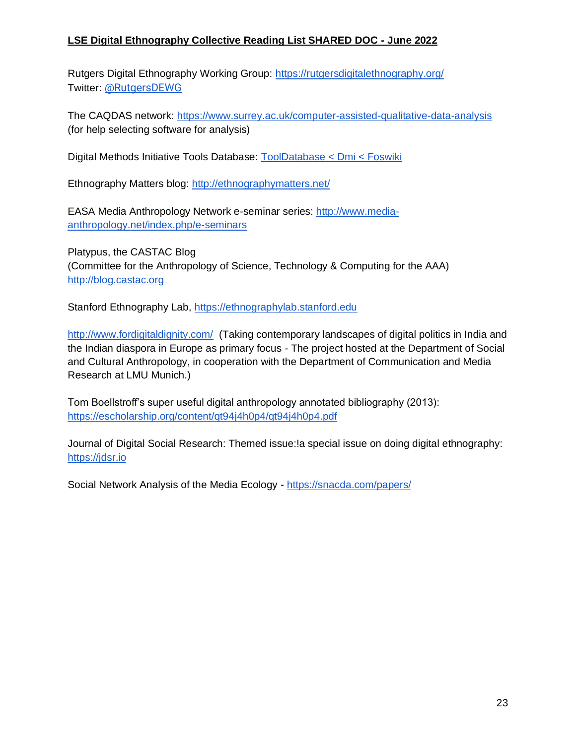**LSE Digital Ethnography Collective Reading List SHARED DOC - June 2022**

Rutgers Digital Ethnography Working Group: https://rutgersdigitalethnography.org/
Twitter: @RutgersDEWG

The CAQDAS network: https://www.surrey.ac.uk/computer-assisted-qualitative-data-analysis (for help selecting software for analysis)

Digital Methods Initiative Tools Database: ToolDatabase < Dmi < Foswiki

Ethnography Matters blog: http://ethnographymatters.net/

EASA Media Anthropology Network e-seminar series: http://www.media-anthropology.net/index.php/e-seminars

Platypus, the CASTAC Blog
(Committee for the Anthropology of Science, Technology & Computing for the AAA)
http://blog.castac.org

Stanford Ethnography Lab, https://ethnographylab.stanford.edu

http://www.fordigitaldignity.com/ (Taking contemporary landscapes of digital politics in India and the Indian diaspora in Europe as primary focus - The project hosted at the Department of Social and Cultural Anthropology, in cooperation with the Department of Communication and Media Research at LMU Munich.)

Tom Boellstroff's super useful digital anthropology annotated bibliography (2013): https://escholarship.org/content/qt94j4h0p4/qt94j4h0p4.pdf

Journal of Digital Social Research: Themed issue:!a special issue on doing digital ethnography: https://jdsr.io

Social Network Analysis of the Media Ecology - https://snacda.com/papers/